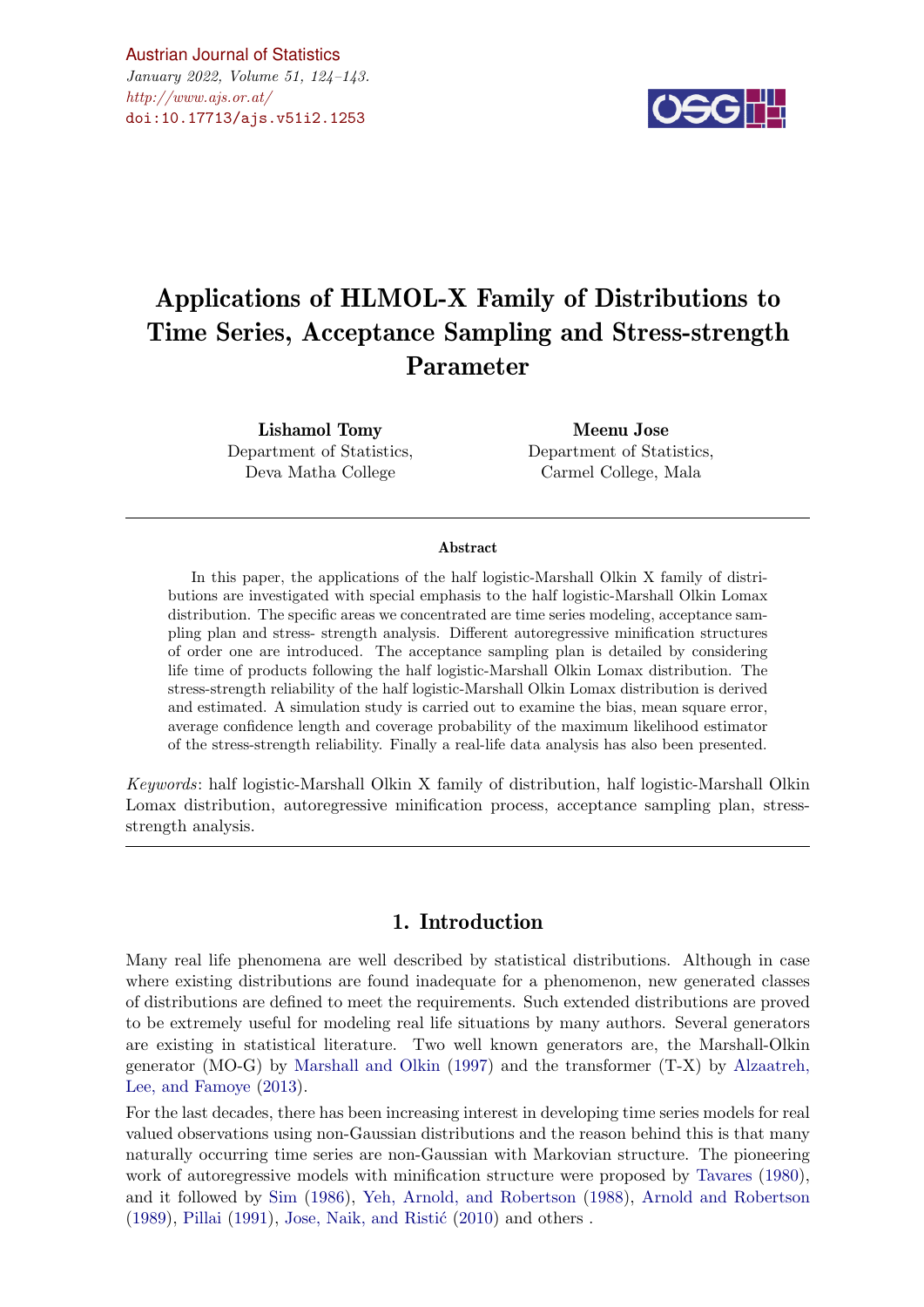# Applications of HLMOL-X Family of Distributions to Time Series, Acceptance Sampling and Stress-strength Parameter

**Lishamol Tomy**
Department of Statistics,
Deva Matha College

**Meenu Jose**
Department of Statistics,
Carmel College, Mala

---

**Abstract**

In this paper, the applications of the half logistic-Marshall Olkin X family of distributions are investigated with special emphasis to the half logistic-Marshall Olkin Lomax distribution. The specific areas we concentrated are time series modeling, acceptance sampling plan and stress- strength analysis. Different autoregressive minification structures of order one are introduced. The acceptance sampling plan is detailed by considering life time of products following the half logistic-Marshall Olkin Lomax distribution. The stress-strength reliability of the half logistic-Marshall Olkin Lomax distribution is derived and estimated. A simulation study is carried out to examine the bias, mean square error, average confidence length and coverage probability of the maximum likelihood estimator of the stress-strength reliability. Finally a real-life data analysis has also been presented.

*Keywords*: half logistic-Marshall Olkin X family of distribution, half logistic-Marshall Olkin Lomax distribution, autoregressive minification process, acceptance sampling plan, stress-strength analysis.

---

## 1. Introduction

Many real life phenomena are well described by statistical distributions. Although in case where existing distributions are found inadequate for a phenomenon, new generated classes of distributions are defined to meet the requirements. Such extended distributions are proved to be extremely useful for modeling real life situations by many authors. Several generators are existing in statistical literature. Two well known generators are, the Marshall-Olkin generator (MO-G) by Marshall and Olkin (1997) and the transformer (T-X) by Alzaatreh, Lee, and Famoye (2013).

For the last decades, there has been increasing interest in developing time series models for real valued observations using non-Gaussian distributions and the reason behind this is that many naturally occurring time series are non-Gaussian with Markovian structure. The pioneering work of autoregressive models with minification structure were proposed by Tavares (1980), and it followed by Sim (1986), Yeh, Arnold, and Robertson (1988), Arnold and Robertson (1989), Pillai (1991), Jose, Naik, and Ristić (2010) and others .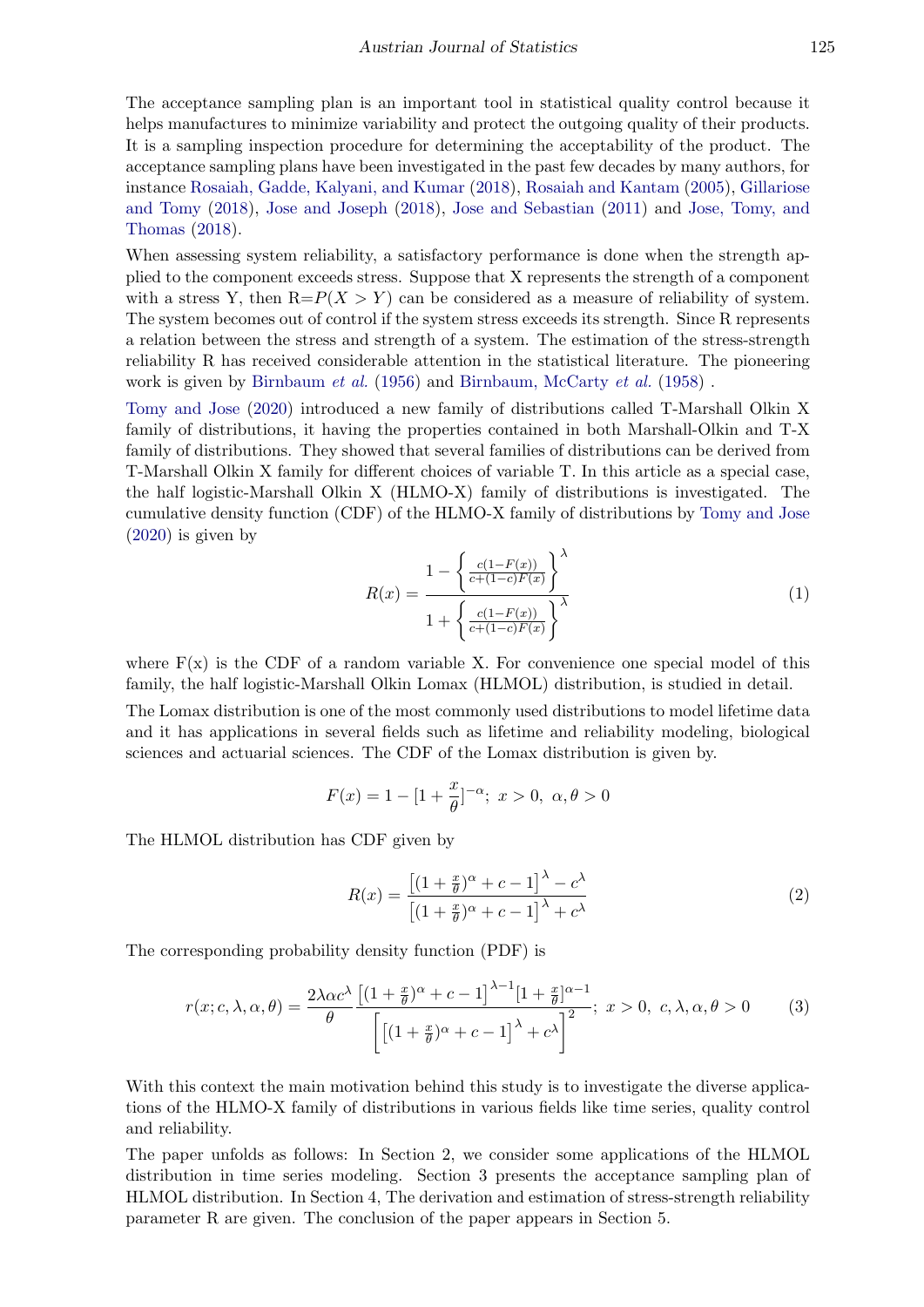The acceptance sampling plan is an important tool in statistical quality control because it helps manufactures to minimize variability and protect the outgoing quality of their products. It is a sampling inspection procedure for determining the acceptability of the product. The acceptance sampling plans have been investigated in the past few decades by many authors, for instance Rosaiah, Gadde, Kalyani, and Kumar (2018), Rosaiah and Kantam (2005), Gillariose and Tomy (2018), Jose and Joseph (2018), Jose and Sebastian (2011) and Jose, Tomy, and Thomas (2018).

When assessing system reliability, a satisfactory performance is done when the strength applied to the component exceeds stress. Suppose that X represents the strength of a component with a stress Y, then R=$P(X > Y)$ can be considered as a measure of reliability of system. The system becomes out of control if the system stress exceeds its strength. Since R represents a relation between the stress and strength of a system. The estimation of the stress-strength reliability R has received considerable attention in the statistical literature. The pioneering work is given by Birnbaum *et al.* (1956) and Birnbaum, McCarty *et al.* (1958) .

Tomy and Jose (2020) introduced a new family of distributions called T-Marshall Olkin X family of distributions, it having the properties contained in both Marshall-Olkin and T-X family of distributions. They showed that several families of distributions can be derived from T-Marshall Olkin X family for different choices of variable T. In this article as a special case, the half logistic-Marshall Olkin X (HLMO-X) family of distributions is investigated. The cumulative density function (CDF) of the HLMO-X family of distributions by Tomy and Jose (2020) is given by

$$R(x) = \frac{1 - \left\{ \frac{c(1-F(x))}{c+(1-c)F(x)} \right\}^{\lambda}}{1 + \left\{ \frac{c(1-F(x))}{c+(1-c)F(x)} \right\}^{\lambda}} \tag{1}$$

where F(x) is the CDF of a random variable X. For convenience one special model of this family, the half logistic-Marshall Olkin Lomax (HLMOL) distribution, is studied in detail.

The Lomax distribution is one of the most commonly used distributions to model lifetime data and it has applications in several fields such as lifetime and reliability modeling, biological sciences and actuarial sciences. The CDF of the Lomax distribution is given by.

$$F(x) = 1 - [1 + \frac{x}{\theta}]^{-\alpha};\ x > 0,\ \alpha, \theta > 0$$

The HLMOL distribution has CDF given by

$$R(x) = \frac{\left[(1 + \frac{x}{\theta})^{\alpha} + c - 1\right]^{\lambda} - c^{\lambda}}{\left[(1 + \frac{x}{\theta})^{\alpha} + c - 1\right]^{\lambda} + c^{\lambda}} \tag{2}$$

The corresponding probability density function (PDF) is

$$r(x; c, \lambda, \alpha, \theta) = \frac{2\lambda\alpha c^{\lambda}}{\theta} \frac{\left[(1 + \frac{x}{\theta})^{\alpha} + c - 1\right]^{\lambda-1}[1 + \frac{x}{\theta}]^{\alpha-1}}{\left[\left[(1 + \frac{x}{\theta})^{\alpha} + c - 1\right]^{\lambda} + c^{\lambda}\right]^2};\ x > 0,\ c, \lambda, \alpha, \theta > 0 \tag{3}$$

With this context the main motivation behind this study is to investigate the diverse applications of the HLMO-X family of distributions in various fields like time series, quality control and reliability.

The paper unfolds as follows: In Section 2, we consider some applications of the HLMOL distribution in time series modeling. Section 3 presents the acceptance sampling plan of HLMOL distribution. In Section 4, The derivation and estimation of stress-strength reliability parameter R are given. The conclusion of the paper appears in Section 5.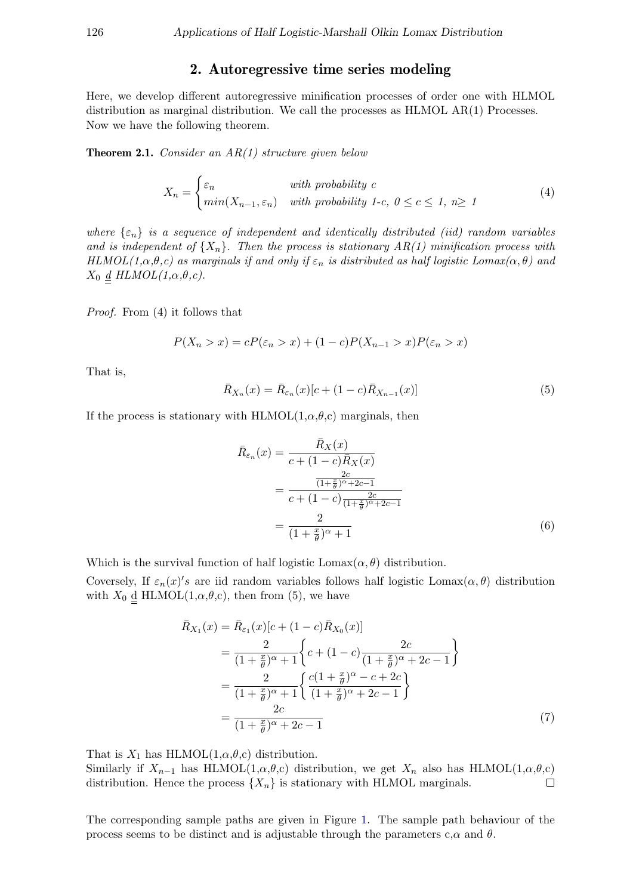## 2. Autoregressive time series modeling

Here, we develop different autoregressive minification processes of order one with HLMOL distribution as marginal distribution. We call the processes as HLMOL AR(1) Processes. Now we have the following theorem.

**Theorem 2.1.** *Consider an AR(1) structure given below*

$$X_n = \begin{cases} \varepsilon_n & \text{with probability } c \\ min(X_{n-1}, \varepsilon_n) & \text{with probability 1-}c\text{, } 0 \leq c \leq 1\text{, } n \geq 1 \end{cases} \tag{4}$$

*where $\{\varepsilon_n\}$ is a sequence of independent and identically distributed (iid) random variables and is independent of $\{X_n\}$. Then the process is stationary AR(1) minification process with HLMOL(1,$\alpha$,$\theta$,c) as marginals if and only if $\varepsilon_n$ is distributed as half logistic Lomax($\alpha,\theta$) and $X_0 \overset{d}{=}$ HLMOL(1,$\alpha$,$\theta$,c).*

*Proof.* From (4) it follows that

$$P(X_n > x) = cP(\varepsilon_n > x) + (1-c)P(X_{n-1} > x)P(\varepsilon_n > x)$$

That is,

$$\bar{R}_{X_n}(x) = \bar{R}_{\varepsilon_n}(x)[c + (1-c)\bar{R}_{X_{n-1}}(x)] \tag{5}$$

If the process is stationary with HLMOL(1,$\alpha$,$\theta$,c) marginals, then

$$\begin{aligned} \bar{R}_{\varepsilon_n}(x) &= \frac{\bar{R}_X(x)}{c + (1-c)\bar{R}_X(x)} \\ &= \frac{\frac{2c}{(1+\frac{x}{\theta})^{\alpha}+2c-1}}{c + (1-c)\frac{2c}{(1+\frac{x}{\theta})^{\alpha}+2c-1}} \\ &= \frac{2}{(1+\frac{x}{\theta})^{\alpha}+1} \end{aligned} \tag{6}$$

Which is the survival function of half logistic Lomax($\alpha,\theta$) distribution.

Coversely, If $\varepsilon_n(x)'s$ are iid random variables follows half logistic Lomax($\alpha,\theta$) distribution with $X_0 \overset{d}{=}$ HLMOL(1,$\alpha$,$\theta$,c), then from (5), we have

$$\begin{aligned} \bar{R}_{X_1}(x) &= \bar{R}_{\varepsilon_1}(x)[c + (1-c)\bar{R}_{X_0}(x)] \\ &= \frac{2}{(1+\frac{x}{\theta})^{\alpha}+1}\left\{c + (1-c)\frac{2c}{(1+\frac{x}{\theta})^{\alpha}+2c-1}\right\} \\ &= \frac{2}{(1+\frac{x}{\theta})^{\alpha}+1}\left\{\frac{c(1+\frac{x}{\theta})^{\alpha}-c+2c}{(1+\frac{x}{\theta})^{\alpha}+2c-1}\right\} \\ &= \frac{2c}{(1+\frac{x}{\theta})^{\alpha}+2c-1} \end{aligned} \tag{7}$$

That is $X_1$ has HLMOL(1,$\alpha$,$\theta$,c) distribution.
Similarly if $X_{n-1}$ has HLMOL(1,$\alpha$,$\theta$,c) distribution, we get $X_n$ also has HLMOL(1,$\alpha$,$\theta$,c) distribution. Hence the process $\{X_n\}$ is stationary with HLMOL marginals. □

The corresponding sample paths are given in Figure 1. The sample path behaviour of the process seems to be distinct and is adjustable through the parameters c,$\alpha$ and $\theta$.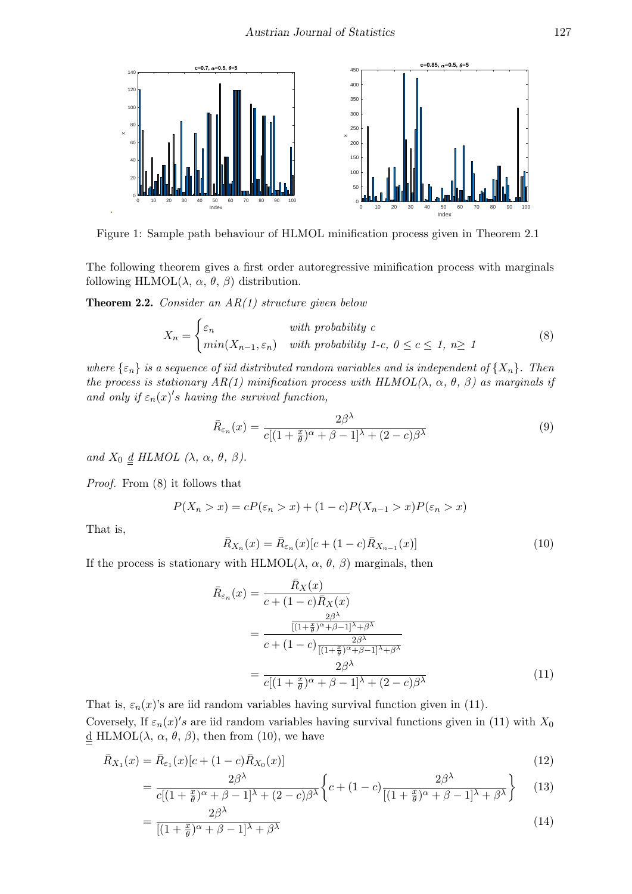Figure 1: Sample path behaviour of HLMOL minification process given in Theorem 2.1

The following theorem gives a first order autoregressive minification process with marginals following HLMOL($\lambda$, $\alpha$, $\theta$, $\beta$) distribution.

**Theorem 2.2.** *Consider an AR(1) structure given below*

$$X_n = \begin{cases} \varepsilon_n & \text{with probability } c \\ min(X_{n-1}, \varepsilon_n) & \text{with probability 1-}c\text{, } 0 \leq c \leq 1,\ n \geq 1 \end{cases} \tag{8}$$

*where $\{\varepsilon_n\}$ is a sequence of iid distributed random variables and is independent of $\{X_n\}$. Then the process is stationary AR(1) minification process with HLMOL($\lambda$, $\alpha$, $\theta$, $\beta$) as marginals if and only if $\varepsilon_n(x)'s$ having the survival function,*

$$\bar{R}_{\varepsilon_n}(x) = \frac{2\beta^\lambda}{c[(1+\frac{x}{\theta})^\alpha + \beta - 1]^\lambda + (2-c)\beta^\lambda} \tag{9}$$

*and $X_0 \underline{\underline{d}}$ HLMOL ($\lambda$, $\alpha$, $\theta$, $\beta$).*

*Proof.* From (8) it follows that

$$P(X_n > x) = cP(\varepsilon_n > x) + (1-c)P(X_{n-1} > x)P(\varepsilon_n > x)$$

That is,

$$\bar{R}_{X_n}(x) = \bar{R}_{\varepsilon_n}(x)[c + (1-c)\bar{R}_{X_{n-1}}(x)] \tag{10}$$

If the process is stationary with HLMOL($\lambda$, $\alpha$, $\theta$, $\beta$) marginals, then

$$\begin{aligned}
\bar{R}_{\varepsilon_n}(x) &= \frac{\bar{R}_X(x)}{c + (1-c)\bar{R}_X(x)} \\
&= \frac{\frac{2\beta^\lambda}{[(1+\frac{x}{\theta})^\alpha+\beta-1]^\lambda+\beta^\lambda}}{c + (1-c)\frac{2\beta^\lambda}{[(1+\frac{x}{\theta})^\alpha+\beta-1]^\lambda+\beta^\lambda}} \\
&= \frac{2\beta^\lambda}{c[(1+\frac{x}{\theta})^\alpha + \beta - 1]^\lambda + (2-c)\beta^\lambda}
\end{aligned} \tag{11}$$

That is, $\varepsilon_n(x)$'s are iid random variables having survival function given in (11).
Coversely, If $\varepsilon_n(x)'s$ are iid random variables having survival functions given in (11) with $X_0$ $\underline{\underline{d}}$ HLMOL($\lambda$, $\alpha$, $\theta$, $\beta$), then from (10), we have

$$\bar{R}_{X_1}(x) = \bar{R}_{\varepsilon_1}(x)[c + (1-c)\bar{R}_{X_0}(x)] \tag{12}$$

$$= \frac{2\beta^\lambda}{c[(1+\frac{x}{\theta})^\alpha + \beta - 1]^\lambda + (2-c)\beta^\lambda}\left\{c + (1-c)\frac{2\beta^\lambda}{[(1+\frac{x}{\theta})^\alpha + \beta - 1]^\lambda + \beta^\lambda}\right\} \tag{13}$$

$$= \frac{2\beta^\lambda}{[(1+\frac{x}{\theta})^\alpha + \beta - 1]^\lambda + \beta^\lambda} \tag{14}$$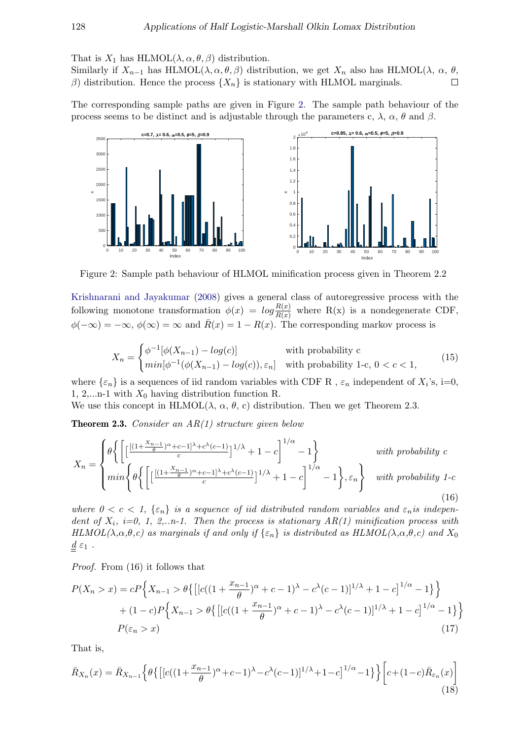That is $X_1$ has HLMOL$(\lambda, \alpha, \theta, \beta)$ distribution.
Similarly if $X_{n-1}$ has HLMOL$(\lambda, \alpha, \theta, \beta)$ distribution, we get $X_n$ also has HLMOL$(\lambda,\ \alpha,\ \theta,\ \beta)$ distribution. Hence the process $\{X_n\}$ is stationary with HLMOL marginals. $\square$

The corresponding sample paths are given in Figure 2. The sample path behaviour of the process seems to be distinct and is adjustable through the parameters c, $\lambda$, $\alpha$, $\theta$ and $\beta$.

Figure 2: Sample path behaviour of HLMOL minification process given in Theorem 2.2

Krishnarani and Jayakumar (2008) gives a general class of autoregressive process with the following monotone transformation $\phi(x) = log\frac{R(x)}{\bar{R}(x)}$ where R(x) is a nondegenerate CDF, $\phi(-\infty) = -\infty$, $\phi(\infty) = \infty$ and $\bar{R}(x) = 1 - R(x)$. The corresponding markov process is

$$X_n = \begin{cases} \phi^{-1}[\phi(X_{n-1}) - log(c)] & \text{with probability c} \\ min[\phi^{-1}(\phi(X_{n-1}) - log(c)), \varepsilon_n] & \text{with probability 1-c, } 0 < c < 1, \end{cases} \tag{15}$$

where $\{\varepsilon_n\}$ is a sequences of iid random variables with CDF R , $\varepsilon_n$ independent of $X_i$'s, i=0, 1, 2,...n-1 with $X_0$ having distribution function R.
We use this concept in HLMOL$(\lambda,\ \alpha,\ \theta,\ c)$ distribution. Then we get Theorem 2.3.

**Theorem 2.3.** *Consider an AR(1) structure given below*

$$X_n = \begin{cases} \theta\Bigg\{\Bigg[\Big[\frac{[(1+\frac{X_{n-1}}{\theta})^{\alpha}+c-1]^{\lambda}+c^{\lambda}(c-1)}{c}\Big]^{1/\lambda}+1-c\Bigg]^{1/\alpha}-1\Bigg\} & \textit{with probability c} \\ min\Bigg\{\theta\Bigg\{\Bigg[\Big[\frac{[(1+\frac{X_{n-1}}{\theta})^{\alpha}+c-1]^{\lambda}+c^{\lambda}(c-1)}{c}\Big]^{1/\lambda}+1-c\Bigg]^{1/\alpha}-1\Bigg\},\varepsilon_n\Bigg\} & \textit{with probability 1-c} \end{cases} \tag{16}$$

*where 0 < c < 1, $\{\varepsilon_n\}$ is a sequence of iid distributed random variables and $\varepsilon_n$is independent of $X_i$, i=0, 1, 2,..n-1. Then the process is stationary AR(1) minification process with HLMOL(λ,α,θ,c) as marginals if and only if $\{\varepsilon_n\}$ is distributed as HLMOL(λ,α,θ,c) and $X_0 \overset{d}{=} \varepsilon_1$ .*

*Proof.* From (16) it follows that

$$\begin{aligned} P(X_n > x) &= cP\Big\{X_{n-1} > \theta\big\{\big[[c((1+\frac{x_{n-1}}{\theta})^{\alpha}+c-1)^{\lambda}-c^{\lambda}(c-1)]^{1/\lambda}+1-c\big]^{1/\alpha}-1\big\}\Big\} \\ &\quad + (1-c)P\Big\{X_{n-1} > \theta\big\{\big[[c((1+\frac{x_{n-1}}{\theta})^{\alpha}+c-1)^{\lambda}-c^{\lambda}(c-1)]^{1/\lambda}+1-c\big]^{1/\alpha}-1\big\}\Big\} \\ &\quad P(\varepsilon_n > x) \end{aligned} \tag{17}$$

That is,

$$\bar{R}_{X_n}(x) = \bar{R}_{X_{n-1}}\Big\{\theta\big\{\big[[c((1+\frac{x_{n-1}}{\theta})^{\alpha}+c-1)^{\lambda}-c^{\lambda}(c-1)]^{1/\lambda}+1-c\big]^{1/\alpha}-1\big\}\Big\}\Big[c+(1-c)\bar{R}_{\varepsilon_n}(x)\Big] \tag{18}$$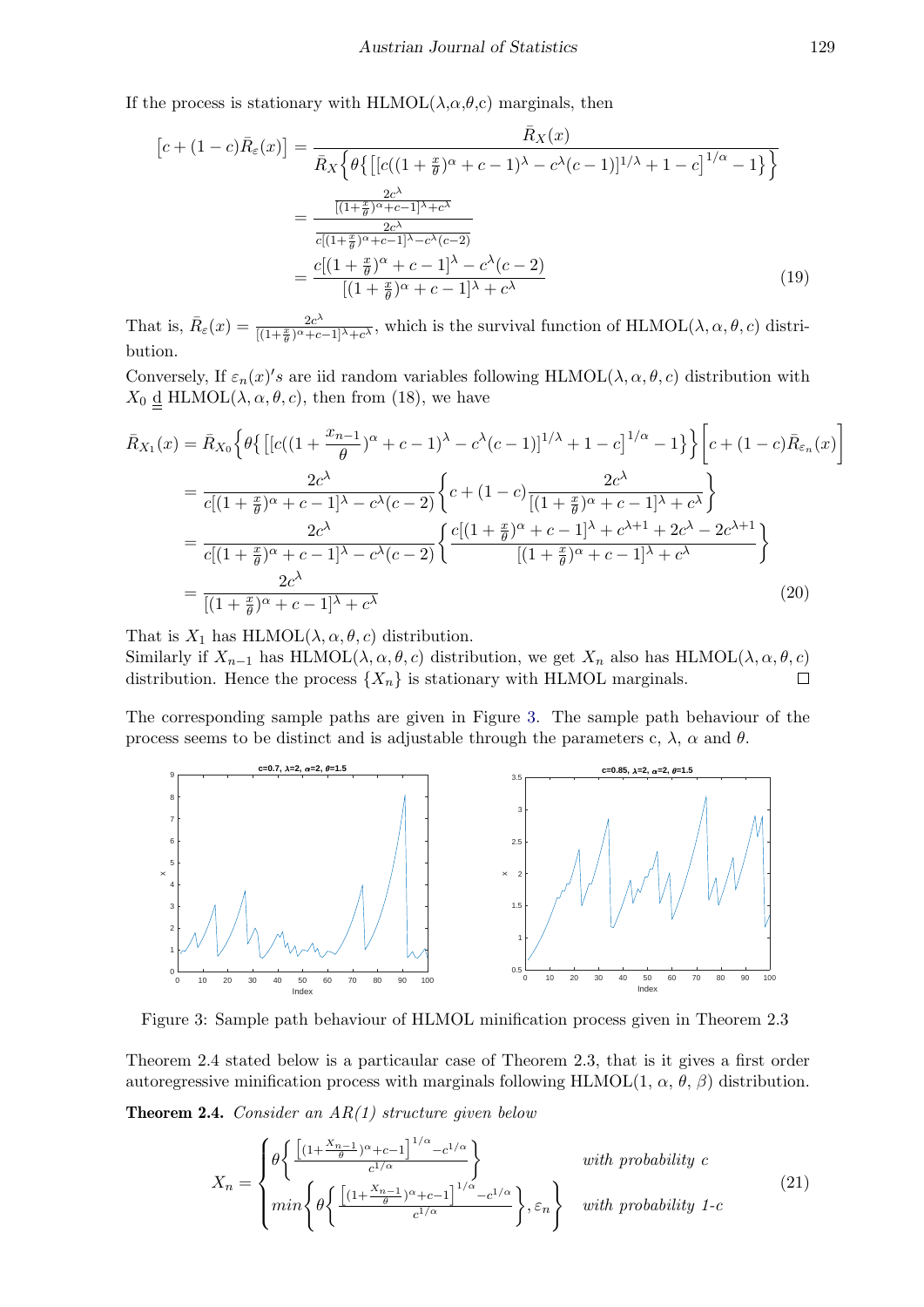If the process is stationary with HLMOL($\lambda$,$\alpha$,$\theta$,c) marginals, then

$$
\begin{aligned}
\left[c+(1-c)\bar{R}_{\varepsilon}(x)\right] &= \frac{\bar{R}_X(x)}{\bar{R}_X\Big\{\theta\big\{\big[[c((1+\frac{x}{\theta})^{\alpha}+c-1)^{\lambda}-c^{\lambda}(c-1)]^{1/\lambda}+1-c\big]^{1/\alpha}-1\big\}\Big\}} \\
&= \frac{\frac{2c^{\lambda}}{[(1+\frac{x}{\theta})^{\alpha}+c-1]^{\lambda}+c^{\lambda}}}{\frac{2c^{\lambda}}{c[(1+\frac{x}{\theta})^{\alpha}+c-1]^{\lambda}-c^{\lambda}(c-2)}} \\
&= \frac{c[(1+\frac{x}{\theta})^{\alpha}+c-1]^{\lambda}-c^{\lambda}(c-2)}{[(1+\frac{x}{\theta})^{\alpha}+c-1]^{\lambda}+c^{\lambda}}
\end{aligned} \tag{19}
$$

That is, $\bar{R}_{\varepsilon}(x)=\frac{2c^{\lambda}}{[(1+\frac{x}{\theta})^{\alpha}+c-1]^{\lambda}+c^{\lambda}}$, which is the survival function of HLMOL($\lambda,\alpha,\theta,c$) distribution.

Conversely, If $\varepsilon_n(x)'s$ are iid random variables following HLMOL($\lambda,\alpha,\theta,c$) distribution with $X_0 \underline{\underline{d}}$ HLMOL($\lambda,\alpha,\theta,c$), then from (18), we have

$$
\begin{aligned}
\bar{R}_{X_1}(x) &= \bar{R}_{X_0}\Big\{\theta\big\{\big[[c((1+\frac{x_{n-1}}{\theta})^{\alpha}+c-1)^{\lambda}-c^{\lambda}(c-1)]^{1/\lambda}+1-c\big]^{1/\alpha}-1\big\}\Big\}\Big[c+(1-c)\bar{R}_{\varepsilon_n}(x)\Big] \\
&= \frac{2c^{\lambda}}{c[(1+\frac{x}{\theta})^{\alpha}+c-1]^{\lambda}-c^{\lambda}(c-2)}\left\{c+(1-c)\frac{2c^{\lambda}}{[(1+\frac{x}{\theta})^{\alpha}+c-1]^{\lambda}+c^{\lambda}}\right\} \\
&= \frac{2c^{\lambda}}{c[(1+\frac{x}{\theta})^{\alpha}+c-1]^{\lambda}-c^{\lambda}(c-2)}\left\{\frac{c[(1+\frac{x}{\theta})^{\alpha}+c-1]^{\lambda}+c^{\lambda+1}+2c^{\lambda}-2c^{\lambda+1}}{[(1+\frac{x}{\theta})^{\alpha}+c-1]^{\lambda}+c^{\lambda}}\right\} \\
&= \frac{2c^{\lambda}}{[(1+\frac{x}{\theta})^{\alpha}+c-1]^{\lambda}+c^{\lambda}}
\end{aligned} \tag{20}
$$

That is $X_1$ has HLMOL($\lambda,\alpha,\theta,c$) distribution.
Similarly if $X_{n-1}$ has HLMOL($\lambda,\alpha,\theta,c$) distribution, we get $X_n$ also has HLMOL($\lambda,\alpha,\theta,c$) distribution. Hence the process $\{X_n\}$ is stationary with HLMOL marginals. □

The corresponding sample paths are given in Figure 3. The sample path behaviour of the process seems to be distinct and is adjustable through the parameters c, $\lambda$, $\alpha$ and $\theta$.

Figure 3: Sample path behaviour of HLMOL minification process given in Theorem 2.3

Theorem 2.4 stated below is a particaular case of Theorem 2.3, that is it gives a first order autoregressive minification process with marginals following HLMOL(1, $\alpha$, $\theta$, $\beta$) distribution.

**Theorem 2.4.** *Consider an AR(1) structure given below*

$$
X_n = \begin{cases} \theta\left\{\frac{\left[(1+\frac{X_{n-1}}{\theta})^{\alpha}+c-1\right]^{1/\alpha}-c^{1/\alpha}}{c^{1/\alpha}}\right\} & \textit{with probability } c \\ \min\left\{\theta\left\{\frac{\left[(1+\frac{X_{n-1}}{\theta})^{\alpha}+c-1\right]^{1/\alpha}-c^{1/\alpha}}{c^{1/\alpha}}\right\},\varepsilon_n\right\} & \textit{with probability 1-c} \end{cases} \tag{21}
$$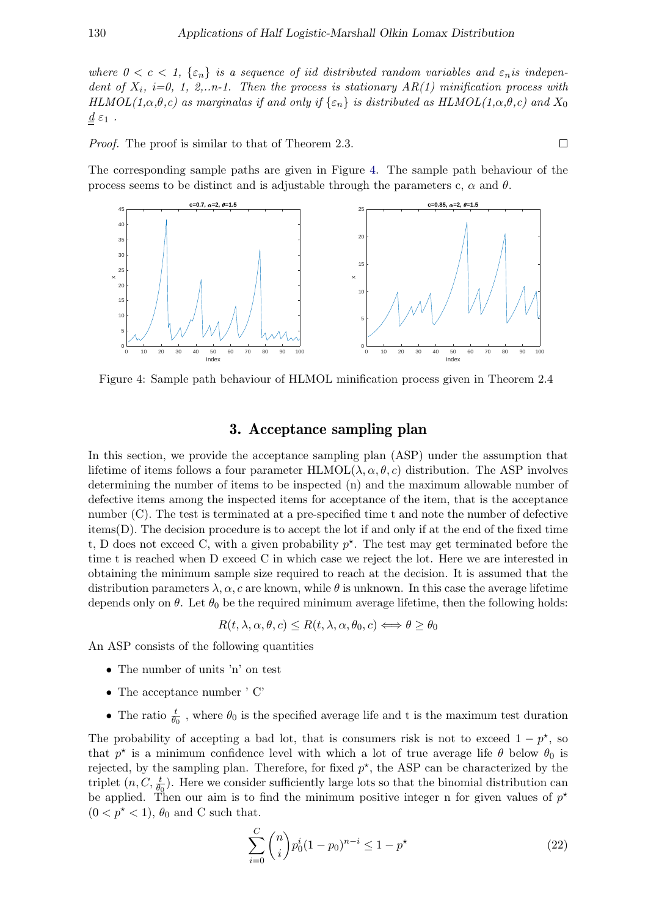*where $0 < c < 1$, $\{\varepsilon_n\}$ is a sequence of iid distributed random variables and $\varepsilon_n$is independent of $X_i$, i=0, 1, 2,..n-1. Then the process is stationary AR(1) minification process with HLMOL(1,$\alpha$,$\theta$,c) as marginalas if and only if $\{\varepsilon_n\}$ is distributed as HLMOL(1,$\alpha$,$\theta$,c) and $X_0 \stackrel{d}{=} \varepsilon_1$ .*

*Proof.* The proof is similar to that of Theorem 2.3. □

The corresponding sample paths are given in Figure 4. The sample path behaviour of the process seems to be distinct and is adjustable through the parameters c, $\alpha$ and $\theta$.

Figure 4: Sample path behaviour of HLMOL minification process given in Theorem 2.4

## 3. Acceptance sampling plan

In this section, we provide the acceptance sampling plan (ASP) under the assumption that lifetime of items follows a four parameter HLMOL$(\lambda, \alpha, \theta, c)$ distribution. The ASP involves determining the number of items to be inspected (n) and the maximum allowable number of defective items among the inspected items for acceptance of the item, that is the acceptance number (C). The test is terminated at a pre-specified time t and note the number of defective items(D). The decision procedure is to accept the lot if and only if at the end of the fixed time t, D does not exceed C, with a given probability $p^\star$. The test may get terminated before the time t is reached when D exceed C in which case we reject the lot. Here we are interested in obtaining the minimum sample size required to reach at the decision. It is assumed that the distribution parameters $\lambda, \alpha, c$ are known, while $\theta$ is unknown. In this case the average lifetime depends only on $\theta$. Let $\theta_0$ be the required minimum average lifetime, then the following holds:

$$R(t, \lambda, \alpha, \theta, c) \leq R(t, \lambda, \alpha, \theta_0, c) \Longleftrightarrow \theta \geq \theta_0$$

An ASP consists of the following quantities

- The number of units 'n' on test
- The acceptance number ' C'
- The ratio $\frac{t}{\theta_0}$ , where $\theta_0$ is the specified average life and t is the maximum test duration

The probability of accepting a bad lot, that is consumers risk is not to exceed $1 - p^\star$, so that $p^\star$ is a minimum confidence level with which a lot of true average life $\theta$ below $\theta_0$ is rejected, by the sampling plan. Therefore, for fixed $p^\star$, the ASP can be characterized by the triplet $(n, C, \frac{t}{\theta_0})$. Here we consider sufficiently large lots so that the binomial distribution can be applied. Then our aim is to find the minimum positive integer n for given values of $p^\star$ $(0 < p^\star < 1)$, $\theta_0$ and C such that.

$$\sum_{i=0}^{C} \binom{n}{i} p_0^i (1 - p_0)^{n-i} \leq 1 - p^\star \tag{22}$$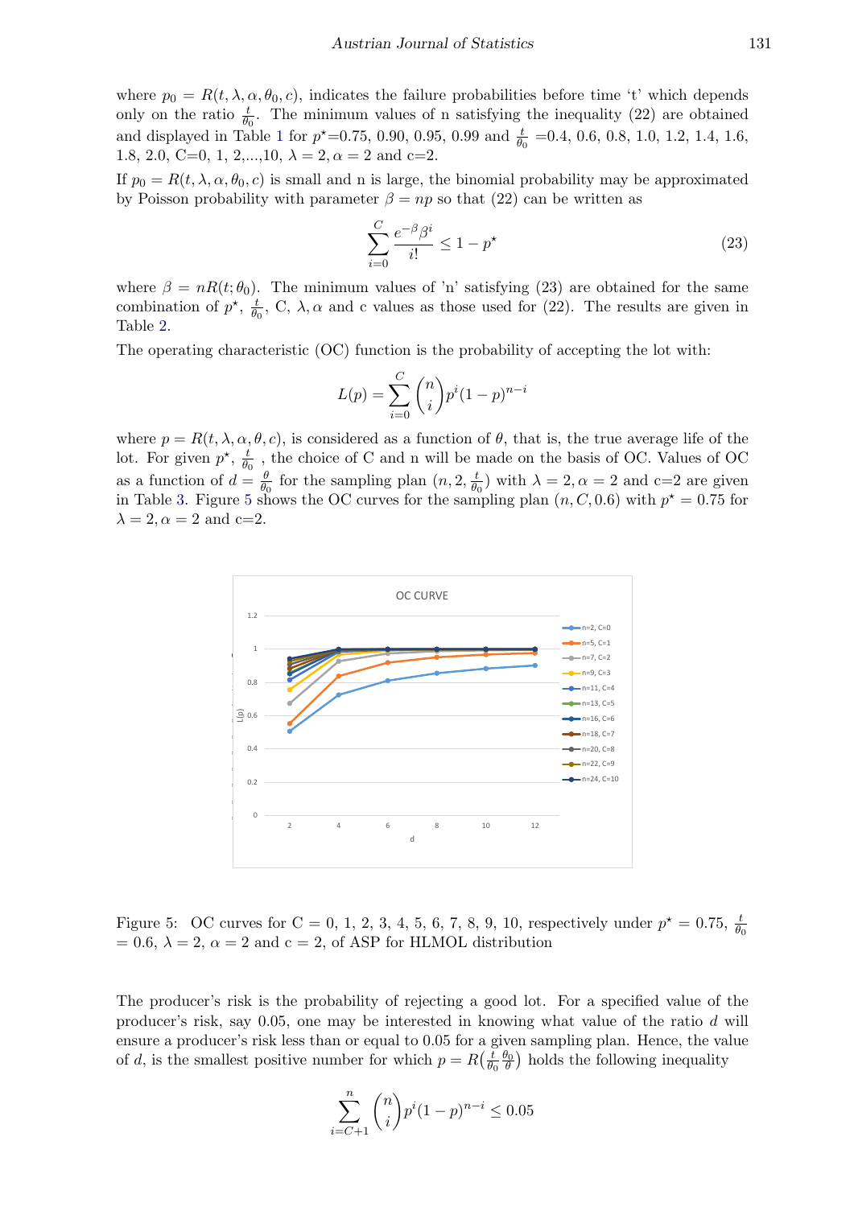where $p_0 = R(t, \lambda, \alpha, \theta_0, c)$, indicates the failure probabilities before time 't' which depends only on the ratio $\frac{t}{\theta_0}$. The minimum values of n satisfying the inequality (22) are obtained and displayed in Table 1 for $p^\star$=0.75, 0.90, 0.95, 0.99 and $\frac{t}{\theta_0}$ =0.4, 0.6, 0.8, 1.0, 1.2, 1.4, 1.6, 1.8, 2.0, C=0, 1, 2,...,10, $\lambda = 2, \alpha = 2$ and c=2.

If $p_0 = R(t, \lambda, \alpha, \theta_0, c)$ is small and n is large, the binomial probability may be approximated by Poisson probability with parameter $\beta = np$ so that (22) can be written as

$$\sum_{i=0}^{C} \frac{e^{-\beta}\beta^i}{i!} \leq 1 - p^\star \tag{23}$$

where $\beta = nR(t; \theta_0)$. The minimum values of 'n' satisfying (23) are obtained for the same combination of $p^\star$, $\frac{t}{\theta_0}$, C, $\lambda, \alpha$ and c values as those used for (22). The results are given in Table 2.

The operating characteristic (OC) function is the probability of accepting the lot with:

$$L(p) = \sum_{i=0}^{C} \binom{n}{i} p^i (1-p)^{n-i}$$

where $p = R(t, \lambda, \alpha, \theta, c)$, is considered as a function of $\theta$, that is, the true average life of the lot. For given $p^\star$, $\frac{t}{\theta_0}$ , the choice of C and n will be made on the basis of OC. Values of OC as a function of $d = \frac{\theta}{\theta_0}$ for the sampling plan $(n, 2, \frac{t}{\theta_0})$ with $\lambda = 2, \alpha = 2$ and c=2 are given in Table 3. Figure 5 shows the OC curves for the sampling plan $(n, C, 0.6)$ with $p^\star = 0.75$ for $\lambda = 2, \alpha = 2$ and c=2.

Figure 5: OC curves for C = 0, 1, 2, 3, 4, 5, 6, 7, 8, 9, 10, respectively under $p^\star = 0.75$, $\frac{t}{\theta_0}$ = 0.6, $\lambda = 2$, $\alpha = 2$ and c = 2, of ASP for HLMOL distribution

The producer's risk is the probability of rejecting a good lot. For a specified value of the producer's risk, say 0.05, one may be interested in knowing what value of the ratio $d$ will ensure a producer's risk less than or equal to 0.05 for a given sampling plan. Hence, the value of $d$, is the smallest positive number for which $p = R(\frac{t}{\theta_0}\frac{\theta_0}{\theta})$ holds the following inequality

$$\sum_{i=C+1}^{n} \binom{n}{i} p^i (1-p)^{n-i} \leq 0.05$$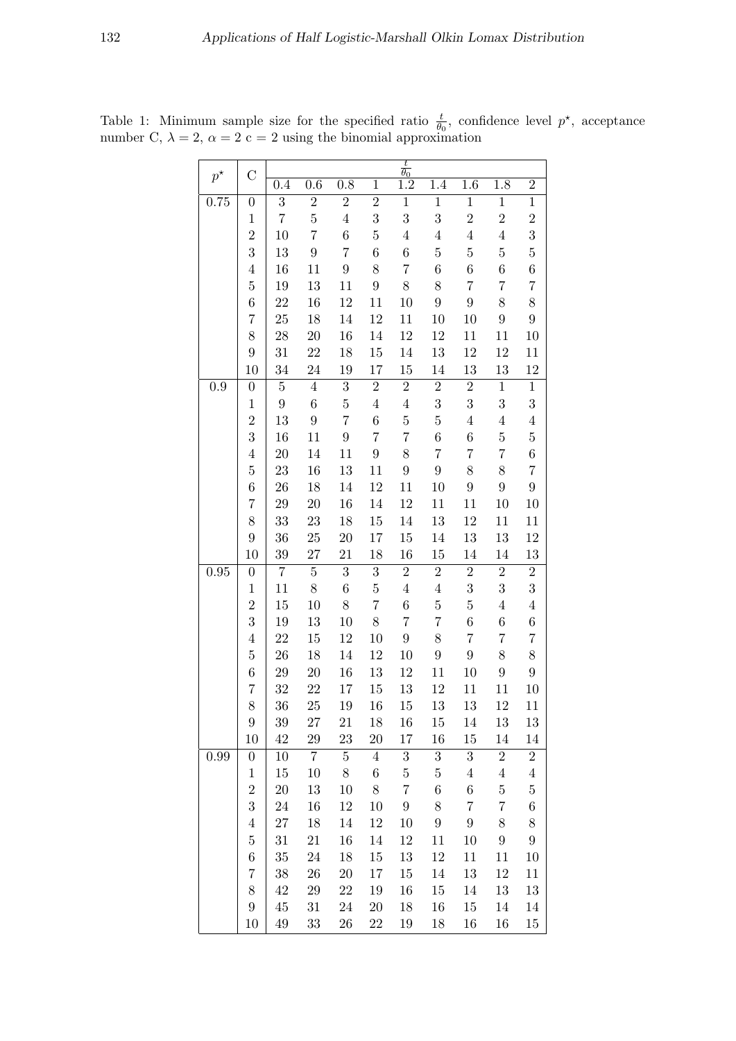Table 1: Minimum sample size for the specified ratio $\frac{t}{\theta_0}$, confidence level $p^\star$, acceptance number C, $\lambda = 2$, $\alpha = 2$ c = 2 using the binomial approximation

| $p^\star$ | C | $\frac{t}{\theta_0}$ | | | | | | | | |
|---|---|---|---|---|---|---|---|---|---|---|
| | | 0.4 | 0.6 | 0.8 | 1 | 1.2 | 1.4 | 1.6 | 1.8 | 2 |
| 0.75 | 0 | 3 | 2 | 2 | 2 | 1 | 1 | 1 | 1 | 1 |
| | 1 | 7 | 5 | 4 | 3 | 3 | 3 | 2 | 2 | 2 |
| | 2 | 10 | 7 | 6 | 5 | 4 | 4 | 4 | 4 | 3 |
| | 3 | 13 | 9 | 7 | 6 | 6 | 5 | 5 | 5 | 5 |
| | 4 | 16 | 11 | 9 | 8 | 7 | 6 | 6 | 6 | 6 |
| | 5 | 19 | 13 | 11 | 9 | 8 | 8 | 7 | 7 | 7 |
| | 6 | 22 | 16 | 12 | 11 | 10 | 9 | 9 | 8 | 8 |
| | 7 | 25 | 18 | 14 | 12 | 11 | 10 | 10 | 9 | 9 |
| | 8 | 28 | 20 | 16 | 14 | 12 | 12 | 11 | 11 | 10 |
| | 9 | 31 | 22 | 18 | 15 | 14 | 13 | 12 | 12 | 11 |
| | 10 | 34 | 24 | 19 | 17 | 15 | 14 | 13 | 13 | 12 |
| 0.9 | 0 | 5 | 4 | 3 | 2 | 2 | 2 | 2 | 1 | 1 |
| | 1 | 9 | 6 | 5 | 4 | 4 | 3 | 3 | 3 | 3 |
| | 2 | 13 | 9 | 7 | 6 | 5 | 5 | 4 | 4 | 4 |
| | 3 | 16 | 11 | 9 | 7 | 7 | 6 | 6 | 5 | 5 |
| | 4 | 20 | 14 | 11 | 9 | 8 | 7 | 7 | 7 | 6 |
| | 5 | 23 | 16 | 13 | 11 | 9 | 9 | 8 | 8 | 7 |
| | 6 | 26 | 18 | 14 | 12 | 11 | 10 | 9 | 9 | 9 |
| | 7 | 29 | 20 | 16 | 14 | 12 | 11 | 11 | 10 | 10 |
| | 8 | 33 | 23 | 18 | 15 | 14 | 13 | 12 | 11 | 11 |
| | 9 | 36 | 25 | 20 | 17 | 15 | 14 | 13 | 13 | 12 |
| | 10 | 39 | 27 | 21 | 18 | 16 | 15 | 14 | 14 | 13 |
| 0.95 | 0 | 7 | 5 | 3 | 3 | 2 | 2 | 2 | 2 | 2 |
| | 1 | 11 | 8 | 6 | 5 | 4 | 4 | 3 | 3 | 3 |
| | 2 | 15 | 10 | 8 | 7 | 6 | 5 | 5 | 4 | 4 |
| | 3 | 19 | 13 | 10 | 8 | 7 | 7 | 6 | 6 | 6 |
| | 4 | 22 | 15 | 12 | 10 | 9 | 8 | 7 | 7 | 7 |
| | 5 | 26 | 18 | 14 | 12 | 10 | 9 | 9 | 8 | 8 |
| | 6 | 29 | 20 | 16 | 13 | 12 | 11 | 10 | 9 | 9 |
| | 7 | 32 | 22 | 17 | 15 | 13 | 12 | 11 | 11 | 10 |
| | 8 | 36 | 25 | 19 | 16 | 15 | 13 | 13 | 12 | 11 |
| | 9 | 39 | 27 | 21 | 18 | 16 | 15 | 14 | 13 | 13 |
| | 10 | 42 | 29 | 23 | 20 | 17 | 16 | 15 | 14 | 14 |
| 0.99 | 0 | 10 | 7 | 5 | 4 | 3 | 3 | 3 | 2 | 2 |
| | 1 | 15 | 10 | 8 | 6 | 5 | 5 | 4 | 4 | 4 |
| | 2 | 20 | 13 | 10 | 8 | 7 | 6 | 6 | 5 | 5 |
| | 3 | 24 | 16 | 12 | 10 | 9 | 8 | 7 | 7 | 6 |
| | 4 | 27 | 18 | 14 | 12 | 10 | 9 | 9 | 8 | 8 |
| | 5 | 31 | 21 | 16 | 14 | 12 | 11 | 10 | 9 | 9 |
| | 6 | 35 | 24 | 18 | 15 | 13 | 12 | 11 | 11 | 10 |
| | 7 | 38 | 26 | 20 | 17 | 15 | 14 | 13 | 12 | 11 |
| | 8 | 42 | 29 | 22 | 19 | 16 | 15 | 14 | 13 | 13 |
| | 9 | 45 | 31 | 24 | 20 | 18 | 16 | 15 | 14 | 14 |
| | 10 | 49 | 33 | 26 | 22 | 19 | 18 | 16 | 16 | 15 |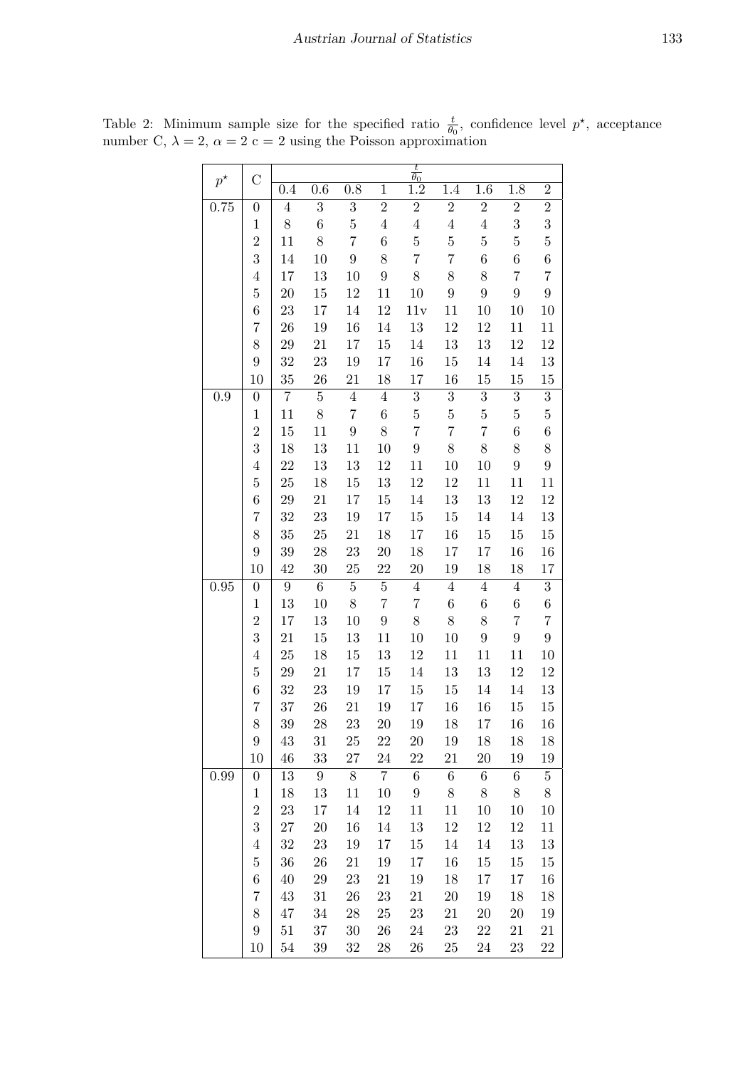Table 2: Minimum sample size for the specified ratio $\frac{t}{\theta_0}$, confidence level $p^\star$, acceptance number C, $\lambda = 2$, $\alpha = 2$ c = 2 using the Poisson approximation

| $p^\star$ | C | $\frac{t}{\theta_0}$ | | | | | | | | |
|---|---|---|---|---|---|---|---|---|---|---|
| | | 0.4 | 0.6 | 0.8 | 1 | 1.2 | 1.4 | 1.6 | 1.8 | 2 |
| 0.75 | 0 | 4 | 3 | 3 | 2 | 2 | 2 | 2 | 2 | 2 |
| | 1 | 8 | 6 | 5 | 4 | 4 | 4 | 4 | 3 | 3 |
| | 2 | 11 | 8 | 7 | 6 | 5 | 5 | 5 | 5 | 5 |
| | 3 | 14 | 10 | 9 | 8 | 7 | 7 | 6 | 6 | 6 |
| | 4 | 17 | 13 | 10 | 9 | 8 | 8 | 8 | 7 | 7 |
| | 5 | 20 | 15 | 12 | 11 | 10 | 9 | 9 | 9 | 9 |
| | 6 | 23 | 17 | 14 | 12 | 11v | 11 | 10 | 10 | 10 |
| | 7 | 26 | 19 | 16 | 14 | 13 | 12 | 12 | 11 | 11 |
| | 8 | 29 | 21 | 17 | 15 | 14 | 13 | 13 | 12 | 12 |
| | 9 | 32 | 23 | 19 | 17 | 16 | 15 | 14 | 14 | 13 |
| | 10 | 35 | 26 | 21 | 18 | 17 | 16 | 15 | 15 | 15 |
| 0.9 | 0 | 7 | 5 | 4 | 4 | 3 | 3 | 3 | 3 | 3 |
| | 1 | 11 | 8 | 7 | 6 | 5 | 5 | 5 | 5 | 5 |
| | 2 | 15 | 11 | 9 | 8 | 7 | 7 | 7 | 6 | 6 |
| | 3 | 18 | 13 | 11 | 10 | 9 | 8 | 8 | 8 | 8 |
| | 4 | 22 | 13 | 13 | 12 | 11 | 10 | 10 | 9 | 9 |
| | 5 | 25 | 18 | 15 | 13 | 12 | 12 | 11 | 11 | 11 |
| | 6 | 29 | 21 | 17 | 15 | 14 | 13 | 13 | 12 | 12 |
| | 7 | 32 | 23 | 19 | 17 | 15 | 15 | 14 | 14 | 13 |
| | 8 | 35 | 25 | 21 | 18 | 17 | 16 | 15 | 15 | 15 |
| | 9 | 39 | 28 | 23 | 20 | 18 | 17 | 17 | 16 | 16 |
| | 10 | 42 | 30 | 25 | 22 | 20 | 19 | 18 | 18 | 17 |
| 0.95 | 0 | 9 | 6 | 5 | 5 | 4 | 4 | 4 | 4 | 3 |
| | 1 | 13 | 10 | 8 | 7 | 7 | 6 | 6 | 6 | 6 |
| | 2 | 17 | 13 | 10 | 9 | 8 | 8 | 8 | 7 | 7 |
| | 3 | 21 | 15 | 13 | 11 | 10 | 10 | 9 | 9 | 9 |
| | 4 | 25 | 18 | 15 | 13 | 12 | 11 | 11 | 11 | 10 |
| | 5 | 29 | 21 | 17 | 15 | 14 | 13 | 13 | 12 | 12 |
| | 6 | 32 | 23 | 19 | 17 | 15 | 15 | 14 | 14 | 13 |
| | 7 | 37 | 26 | 21 | 19 | 17 | 16 | 16 | 15 | 15 |
| | 8 | 39 | 28 | 23 | 20 | 19 | 18 | 17 | 16 | 16 |
| | 9 | 43 | 31 | 25 | 22 | 20 | 19 | 18 | 18 | 18 |
| | 10 | 46 | 33 | 27 | 24 | 22 | 21 | 20 | 19 | 19 |
| 0.99 | 0 | 13 | 9 | 8 | 7 | 6 | 6 | 6 | 6 | 5 |
| | 1 | 18 | 13 | 11 | 10 | 9 | 8 | 8 | 8 | 8 |
| | 2 | 23 | 17 | 14 | 12 | 11 | 11 | 10 | 10 | 10 |
| | 3 | 27 | 20 | 16 | 14 | 13 | 12 | 12 | 12 | 11 |
| | 4 | 32 | 23 | 19 | 17 | 15 | 14 | 14 | 13 | 13 |
| | 5 | 36 | 26 | 21 | 19 | 17 | 16 | 15 | 15 | 15 |
| | 6 | 40 | 29 | 23 | 21 | 19 | 18 | 17 | 17 | 16 |
| | 7 | 43 | 31 | 26 | 23 | 21 | 20 | 19 | 18 | 18 |
| | 8 | 47 | 34 | 28 | 25 | 23 | 21 | 20 | 20 | 19 |
| | 9 | 51 | 37 | 30 | 26 | 24 | 23 | 22 | 21 | 21 |
| | 10 | 54 | 39 | 32 | 28 | 26 | 25 | 24 | 23 | 22 |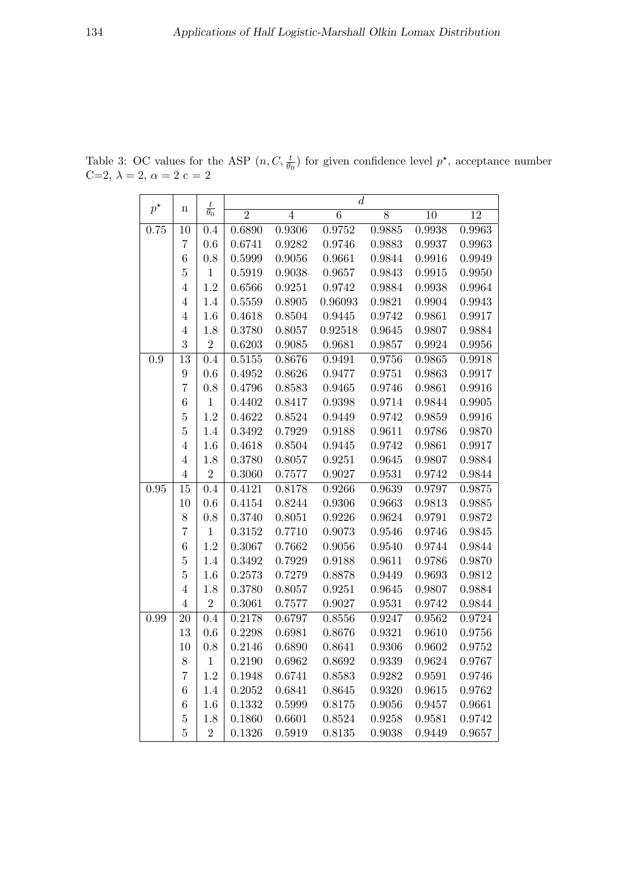Table 3: OC values for the ASP $(n, C, \frac{t}{\theta_0})$ for given confidence level $p^{\star}$, acceptance number C=2, $\lambda = 2$, $\alpha = 2$ c = 2

| $p^{\star}$ | n | $\frac{t}{\theta_0}$ | $d$ | | | | | |
|---|---|---|---|---|---|---|---|---|
| | | | 2 | 4 | 6 | 8 | 10 | 12 |
| 0.75 | 10 | 0.4 | 0.6890 | 0.9306 | 0.9752 | 0.9885 | 0.9938 | 0.9963 |
| | 7 | 0.6 | 0.6741 | 0.9282 | 0.9746 | 0.9883 | 0.9937 | 0.9963 |
| | 6 | 0.8 | 0.5999 | 0.9056 | 0.9661 | 0.9844 | 0.9916 | 0.9949 |
| | 5 | 1 | 0.5919 | 0.9038 | 0.9657 | 0.9843 | 0.9915 | 0.9950 |
| | 4 | 1.2 | 0.6566 | 0.9251 | 0.9742 | 0.9884 | 0.9938 | 0.9964 |
| | 4 | 1.4 | 0.5559 | 0.8905 | 0.96093 | 0.9821 | 0.9904 | 0.9943 |
| | 4 | 1.6 | 0.4618 | 0.8504 | 0.9445 | 0.9742 | 0.9861 | 0.9917 |
| | 4 | 1.8 | 0.3780 | 0.8057 | 0.92518 | 0.9645 | 0.9807 | 0.9884 |
| | 3 | 2 | 0.6203 | 0.9085 | 0.9681 | 0.9857 | 0.9924 | 0.9956 |
| 0.9 | 13 | 0.4 | 0.5155 | 0.8676 | 0.9491 | 0.9756 | 0.9865 | 0.9918 |
| | 9 | 0.6 | 0.4952 | 0.8626 | 0.9477 | 0.9751 | 0.9863 | 0.9917 |
| | 7 | 0.8 | 0.4796 | 0.8583 | 0.9465 | 0.9746 | 0.9861 | 0.9916 |
| | 6 | 1 | 0.4402 | 0.8417 | 0.9398 | 0.9714 | 0.9844 | 0.9905 |
| | 5 | 1.2 | 0.4622 | 0.8524 | 0.9449 | 0.9742 | 0.9859 | 0.9916 |
| | 5 | 1.4 | 0.3492 | 0.7929 | 0.9188 | 0.9611 | 0.9786 | 0.9870 |
| | 4 | 1.6 | 0.4618 | 0.8504 | 0.9445 | 0.9742 | 0.9861 | 0.9917 |
| | 4 | 1.8 | 0.3780 | 0.8057 | 0.9251 | 0.9645 | 0.9807 | 0.9884 |
| | 4 | 2 | 0.3060 | 0.7577 | 0.9027 | 0.9531 | 0.9742 | 0.9844 |
| 0.95 | 15 | 0.4 | 0.4121 | 0.8178 | 0.9266 | 0.9639 | 0.9797 | 0.9875 |
| | 10 | 0.6 | 0.4154 | 0.8244 | 0.9306 | 0.9663 | 0.9813 | 0.9885 |
| | 8 | 0.8 | 0.3740 | 0.8051 | 0.9226 | 0.9624 | 0.9791 | 0.9872 |
| | 7 | 1 | 0.3152 | 0.7710 | 0.9073 | 0.9546 | 0.9746 | 0.9845 |
| | 6 | 1.2 | 0.3067 | 0.7662 | 0.9056 | 0.9540 | 0.9744 | 0.9844 |
| | 5 | 1.4 | 0.3492 | 0.7929 | 0.9188 | 0.9611 | 0.9786 | 0.9870 |
| | 5 | 1.6 | 0.2573 | 0.7279 | 0.8878 | 0.9449 | 0.9693 | 0.9812 |
| | 4 | 1.8 | 0.3780 | 0.8057 | 0.9251 | 0.9645 | 0.9807 | 0.9884 |
| | 4 | 2 | 0.3061 | 0.7577 | 0.9027 | 0.9531 | 0.9742 | 0.9844 |
| 0.99 | 20 | 0.4 | 0.2178 | 0.6797 | 0.8556 | 0.9247 | 0.9562 | 0.9724 |
| | 13 | 0.6 | 0.2298 | 0.6981 | 0.8676 | 0.9321 | 0.9610 | 0.9756 |
| | 10 | 0.8 | 0.2146 | 0.6890 | 0.8641 | 0.9306 | 0.9602 | 0.9752 |
| | 8 | 1 | 0.2190 | 0.6962 | 0.8692 | 0.9339 | 0.9624 | 0.9767 |
| | 7 | 1.2 | 0.1948 | 0.6741 | 0.8583 | 0.9282 | 0.9591 | 0.9746 |
| | 6 | 1.4 | 0.2052 | 0.6841 | 0.8645 | 0.9320 | 0.9615 | 0.9762 |
| | 6 | 1.6 | 0.1332 | 0.5999 | 0.8175 | 0.9056 | 0.9457 | 0.9661 |
| | 5 | 1.8 | 0.1860 | 0.6601 | 0.8524 | 0.9258 | 0.9581 | 0.9742 |
| | 5 | 2 | 0.1326 | 0.5919 | 0.8135 | 0.9038 | 0.9449 | 0.9657 |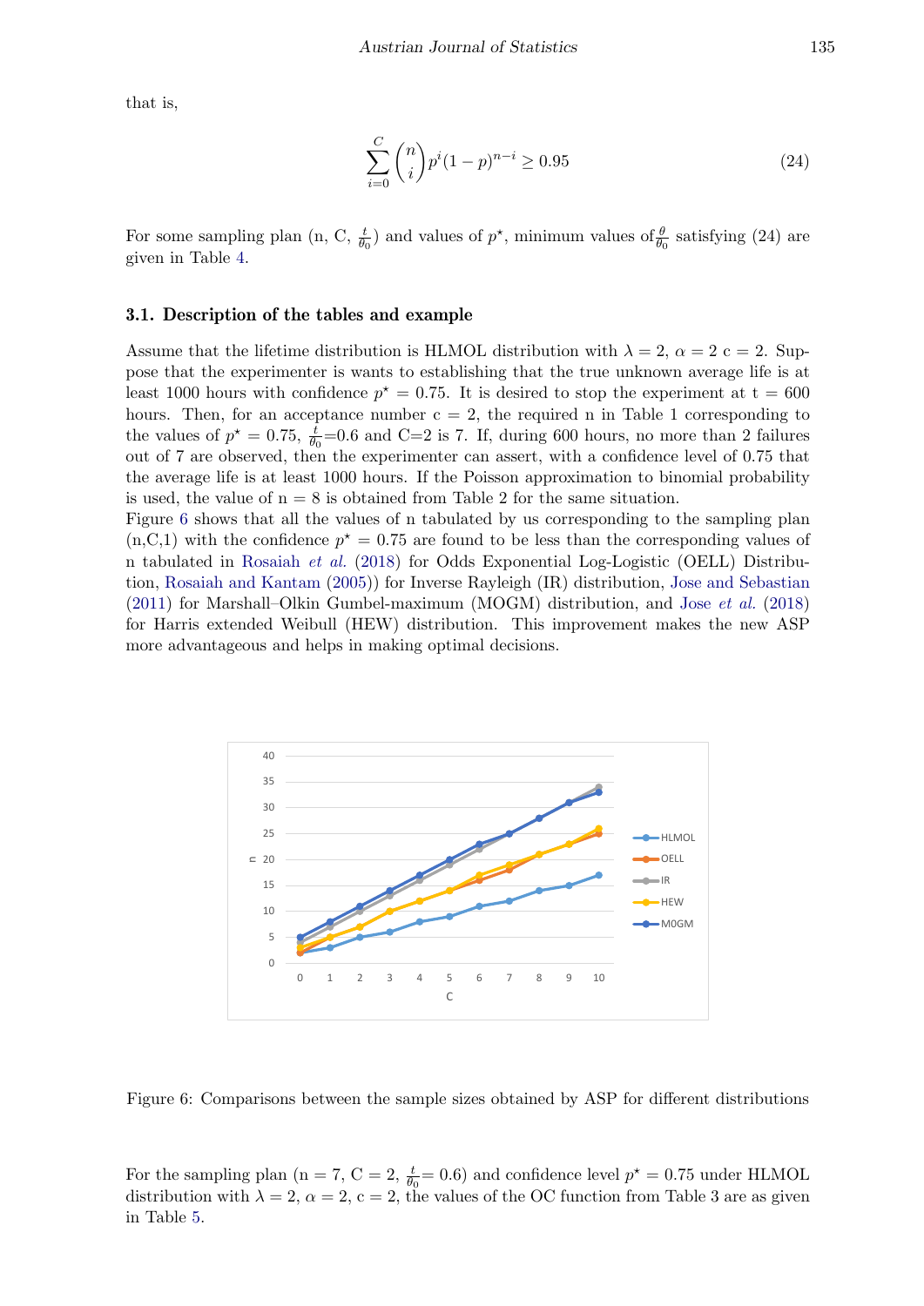that is,

$$\sum_{i=0}^{C} \binom{n}{i} p^i (1-p)^{n-i} \geq 0.95 \tag{24}$$

For some sampling plan (n, C, $\frac{t}{\theta_0}$) and values of $p^{\star}$, minimum values of $\frac{\theta}{\theta_0}$ satisfying (24) are given in Table 4.

### 3.1. Description of the tables and example

Assume that the lifetime distribution is HLMOL distribution with $\lambda = 2$, $\alpha = 2$ c = 2. Suppose that the experimenter is wants to establishing that the true unknown average life is at least 1000 hours with confidence $p^{\star} = 0.75$. It is desired to stop the experiment at t = 600 hours. Then, for an acceptance number c = 2, the required n in Table 1 corresponding to the values of $p^{\star} = 0.75$, $\frac{t}{\theta_0}$=0.6 and C=2 is 7. If, during 600 hours, no more than 2 failures out of 7 are observed, then the experimenter can assert, with a confidence level of 0.75 that the average life is at least 1000 hours. If the Poisson approximation to binomial probability is used, the value of n = 8 is obtained from Table 2 for the same situation.

Figure 6 shows that all the values of n tabulated by us corresponding to the sampling plan (n,C,1) with the confidence $p^{\star} = 0.75$ are found to be less than the corresponding values of n tabulated in Rosaiah *et al.* (2018) for Odds Exponential Log-Logistic (OELL) Distribution, Rosaiah and Kantam (2005)) for Inverse Rayleigh (IR) distribution, Jose and Sebastian (2011) for Marshall–Olkin Gumbel-maximum (MOGM) distribution, and Jose *et al.* (2018) for Harris extended Weibull (HEW) distribution. This improvement makes the new ASP more advantageous and helps in making optimal decisions.

Figure 6: Comparisons between the sample sizes obtained by ASP for different distributions

For the sampling plan (n = 7, C = 2, $\frac{t}{\theta_0}$= 0.6) and confidence level $p^{\star} = 0.75$ under HLMOL distribution with $\lambda = 2$, $\alpha = 2$, c = 2, the values of the OC function from Table 3 are as given in Table 5.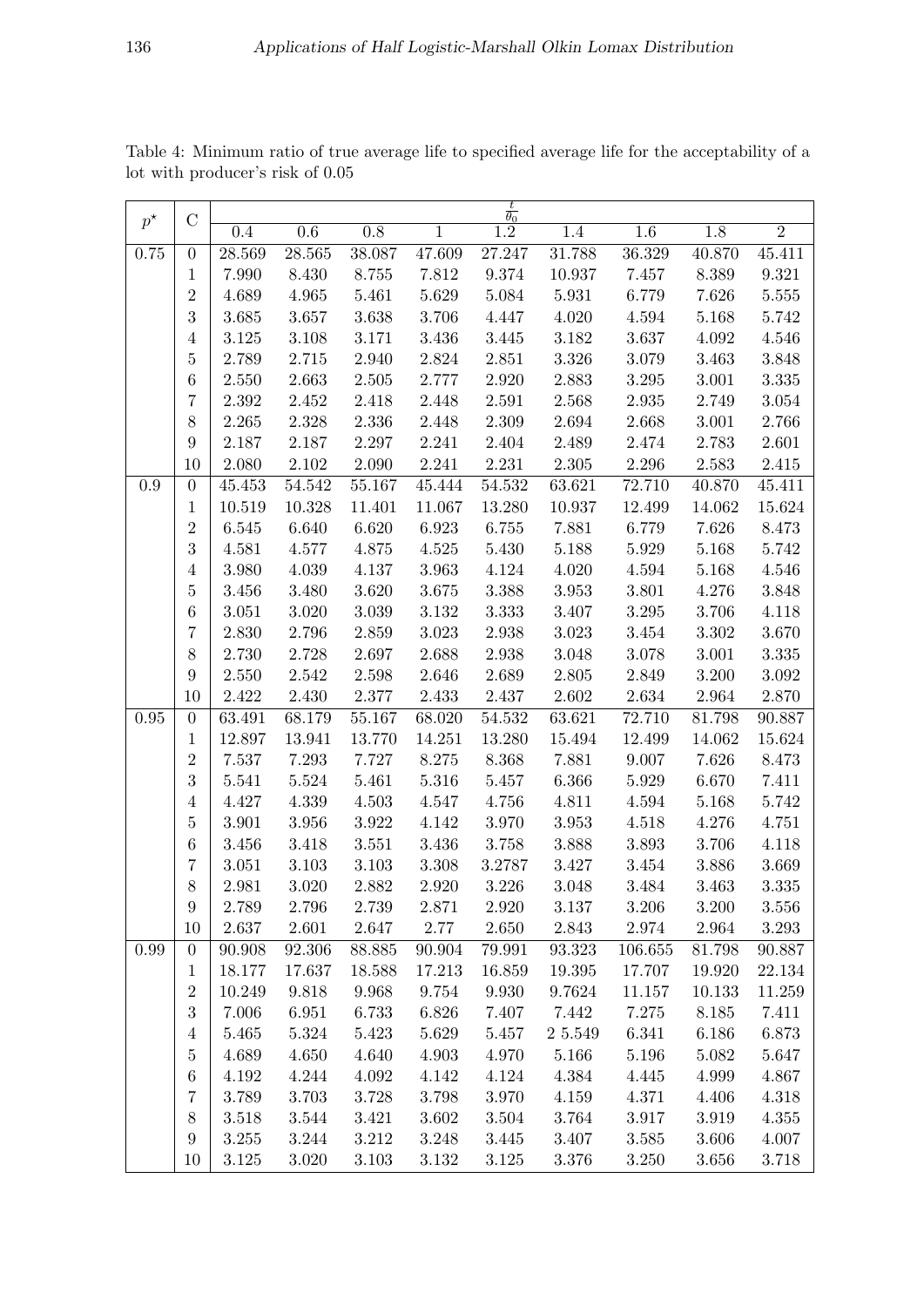Table 4: Minimum ratio of true average life to specified average life for the acceptability of a lot with producer's risk of 0.05

| $p^{\star}$ | C | $\frac{t}{\theta_0}$ | | | | | | | | |
|---|---|---|---|---|---|---|---|---|---|---|
| | | 0.4 | 0.6 | 0.8 | 1 | 1.2 | 1.4 | 1.6 | 1.8 | 2 |
| 0.75 | 0 | 28.569 | 28.565 | 38.087 | 47.609 | 27.247 | 31.788 | 36.329 | 40.870 | 45.411 |
| | 1 | 7.990 | 8.430 | 8.755 | 7.812 | 9.374 | 10.937 | 7.457 | 8.389 | 9.321 |
| | 2 | 4.689 | 4.965 | 5.461 | 5.629 | 5.084 | 5.931 | 6.779 | 7.626 | 5.555 |
| | 3 | 3.685 | 3.657 | 3.638 | 3.706 | 4.447 | 4.020 | 4.594 | 5.168 | 5.742 |
| | 4 | 3.125 | 3.108 | 3.171 | 3.436 | 3.445 | 3.182 | 3.637 | 4.092 | 4.546 |
| | 5 | 2.789 | 2.715 | 2.940 | 2.824 | 2.851 | 3.326 | 3.079 | 3.463 | 3.848 |
| | 6 | 2.550 | 2.663 | 2.505 | 2.777 | 2.920 | 2.883 | 3.295 | 3.001 | 3.335 |
| | 7 | 2.392 | 2.452 | 2.418 | 2.448 | 2.591 | 2.568 | 2.935 | 2.749 | 3.054 |
| | 8 | 2.265 | 2.328 | 2.336 | 2.448 | 2.309 | 2.694 | 2.668 | 3.001 | 2.766 |
| | 9 | 2.187 | 2.187 | 2.297 | 2.241 | 2.404 | 2.489 | 2.474 | 2.783 | 2.601 |
| | 10 | 2.080 | 2.102 | 2.090 | 2.241 | 2.231 | 2.305 | 2.296 | 2.583 | 2.415 |
| 0.9 | 0 | 45.453 | 54.542 | 55.167 | 45.444 | 54.532 | 63.621 | 72.710 | 40.870 | 45.411 |
| | 1 | 10.519 | 10.328 | 11.401 | 11.067 | 13.280 | 10.937 | 12.499 | 14.062 | 15.624 |
| | 2 | 6.545 | 6.640 | 6.620 | 6.923 | 6.755 | 7.881 | 6.779 | 7.626 | 8.473 |
| | 3 | 4.581 | 4.577 | 4.875 | 4.525 | 5.430 | 5.188 | 5.929 | 5.168 | 5.742 |
| | 4 | 3.980 | 4.039 | 4.137 | 3.963 | 4.124 | 4.020 | 4.594 | 5.168 | 4.546 |
| | 5 | 3.456 | 3.480 | 3.620 | 3.675 | 3.388 | 3.953 | 3.801 | 4.276 | 3.848 |
| | 6 | 3.051 | 3.020 | 3.039 | 3.132 | 3.333 | 3.407 | 3.295 | 3.706 | 4.118 |
| | 7 | 2.830 | 2.796 | 2.859 | 3.023 | 2.938 | 3.023 | 3.454 | 3.302 | 3.670 |
| | 8 | 2.730 | 2.728 | 2.697 | 2.688 | 2.938 | 3.048 | 3.078 | 3.001 | 3.335 |
| | 9 | 2.550 | 2.542 | 2.598 | 2.646 | 2.689 | 2.805 | 2.849 | 3.200 | 3.092 |
| | 10 | 2.422 | 2.430 | 2.377 | 2.433 | 2.437 | 2.602 | 2.634 | 2.964 | 2.870 |
| 0.95 | 0 | 63.491 | 68.179 | 55.167 | 68.020 | 54.532 | 63.621 | 72.710 | 81.798 | 90.887 |
| | 1 | 12.897 | 13.941 | 13.770 | 14.251 | 13.280 | 15.494 | 12.499 | 14.062 | 15.624 |
| | 2 | 7.537 | 7.293 | 7.727 | 8.275 | 8.368 | 7.881 | 9.007 | 7.626 | 8.473 |
| | 3 | 5.541 | 5.524 | 5.461 | 5.316 | 5.457 | 6.366 | 5.929 | 6.670 | 7.411 |
| | 4 | 4.427 | 4.339 | 4.503 | 4.547 | 4.756 | 4.811 | 4.594 | 5.168 | 5.742 |
| | 5 | 3.901 | 3.956 | 3.922 | 4.142 | 3.970 | 3.953 | 4.518 | 4.276 | 4.751 |
| | 6 | 3.456 | 3.418 | 3.551 | 3.436 | 3.758 | 3.888 | 3.893 | 3.706 | 4.118 |
| | 7 | 3.051 | 3.103 | 3.103 | 3.308 | 3.2787 | 3.427 | 3.454 | 3.886 | 3.669 |
| | 8 | 2.981 | 3.020 | 2.882 | 2.920 | 3.226 | 3.048 | 3.484 | 3.463 | 3.335 |
| | 9 | 2.789 | 2.796 | 2.739 | 2.871 | 2.920 | 3.137 | 3.206 | 3.200 | 3.556 |
| | 10 | 2.637 | 2.601 | 2.647 | 2.77 | 2.650 | 2.843 | 2.974 | 2.964 | 3.293 |
| 0.99 | 0 | 90.908 | 92.306 | 88.885 | 90.904 | 79.991 | 93.323 | 106.655 | 81.798 | 90.887 |
| | 1 | 18.177 | 17.637 | 18.588 | 17.213 | 16.859 | 19.395 | 17.707 | 19.920 | 22.134 |
| | 2 | 10.249 | 9.818 | 9.968 | 9.754 | 9.930 | 9.7624 | 11.157 | 10.133 | 11.259 |
| | 3 | 7.006 | 6.951 | 6.733 | 6.826 | 7.407 | 7.442 | 7.275 | 8.185 | 7.411 |
| | 4 | 5.465 | 5.324 | 5.423 | 5.629 | 5.457 | 2 5.549 | 6.341 | 6.186 | 6.873 |
| | 5 | 4.689 | 4.650 | 4.640 | 4.903 | 4.970 | 5.166 | 5.196 | 5.082 | 5.647 |
| | 6 | 4.192 | 4.244 | 4.092 | 4.142 | 4.124 | 4.384 | 4.445 | 4.999 | 4.867 |
| | 7 | 3.789 | 3.703 | 3.728 | 3.798 | 3.970 | 4.159 | 4.371 | 4.406 | 4.318 |
| | 8 | 3.518 | 3.544 | 3.421 | 3.602 | 3.504 | 3.764 | 3.917 | 3.919 | 4.355 |
| | 9 | 3.255 | 3.244 | 3.212 | 3.248 | 3.445 | 3.407 | 3.585 | 3.606 | 4.007 |
| | 10 | 3.125 | 3.020 | 3.103 | 3.132 | 3.125 | 3.376 | 3.250 | 3.656 | 3.718 |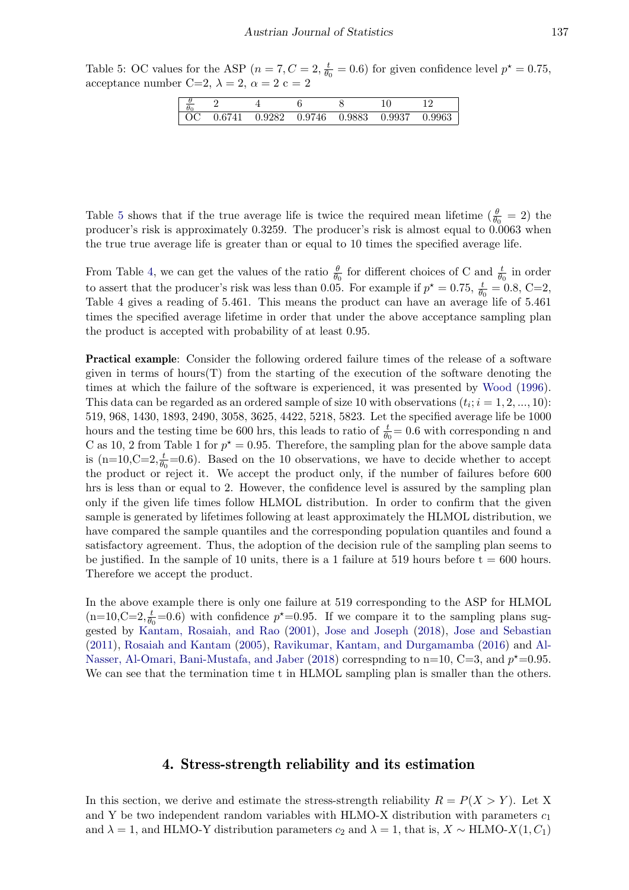Table 5: OC values for the ASP ($n = 7, C = 2, \frac{t}{\theta_0} = 0.6$) for given confidence level $p^\star = 0.75$, acceptance number C=2, $\lambda = 2$, $\alpha = 2$ c = 2

| $\frac{\theta}{\theta_0}$ | 2 | 4 | 6 | 8 | 10 | 12 |
|---|---|---|---|---|---|---|
| OC | 0.6741 | 0.9282 | 0.9746 | 0.9883 | 0.9937 | 0.9963 |

Table 5 shows that if the true average life is twice the required mean lifetime ($\frac{\theta}{\theta_0} = 2$) the producer's risk is approximately 0.3259. The producer's risk is almost equal to 0.0063 when the true true average life is greater than or equal to 10 times the specified average life.

From Table 4, we can get the values of the ratio $\frac{\theta}{\theta_0}$ for different choices of C and $\frac{t}{\theta_0}$ in order to assert that the producer's risk was less than 0.05. For example if $p^\star = 0.75$, $\frac{t}{\theta_0} = 0.8$, C=2, Table 4 gives a reading of 5.461. This means the product can have an average life of 5.461 times the specified average lifetime in order that under the above acceptance sampling plan the product is accepted with probability of at least 0.95.

**Practical example**: Consider the following ordered failure times of the release of a software given in terms of hours(T) from the starting of the execution of the software denoting the times at which the failure of the software is experienced, it was presented by Wood (1996). This data can be regarded as an ordered sample of size 10 with observations ($t_i; i = 1, 2, ..., 10$): 519, 968, 1430, 1893, 2490, 3058, 3625, 4422, 5218, 5823. Let the specified average life be 1000 hours and the testing time be 600 hrs, this leads to ratio of $\frac{t}{\theta_0}$= 0.6 with corresponding n and C as 10, 2 from Table 1 for $p^\star = 0.95$. Therefore, the sampling plan for the above sample data is (n=10,C=2,$\frac{t}{\theta_0}$=0.6). Based on the 10 observations, we have to decide whether to accept the product or reject it. We accept the product only, if the number of failures before 600 hrs is less than or equal to 2. However, the confidence level is assured by the sampling plan only if the given life times follow HLMOL distribution. In order to confirm that the given sample is generated by lifetimes following at least approximately the HLMOL distribution, we have compared the sample quantiles and the corresponding population quantiles and found a satisfactory agreement. Thus, the adoption of the decision rule of the sampling plan seems to be justified. In the sample of 10 units, there is a 1 failure at 519 hours before t = 600 hours. Therefore we accept the product.

In the above example there is only one failure at 519 corresponding to the ASP for HLMOL (n=10,C=2,$\frac{t}{\theta_0}$=0.6) with confidence $p^\star$=0.95. If we compare it to the sampling plans suggested by Kantam, Rosaiah, and Rao (2001), Jose and Joseph (2018), Jose and Sebastian (2011), Rosaiah and Kantam (2005), Ravikumar, Kantam, and Durgamamba (2016) and Al-Nasser, Al-Omari, Bani-Mustafa, and Jaber (2018) correspnding to n=10, C=3, and $p^\star$=0.95. We can see that the termination time t in HLMOL sampling plan is smaller than the others.

## 4. Stress-strength reliability and its estimation

In this section, we derive and estimate the stress-strength reliability $R = P(X > Y)$. Let X and Y be two independent random variables with HLMO-X distribution with parameters $c_1$ and $\lambda = 1$, and HLMO-Y distribution parameters $c_2$ and $\lambda = 1$, that is, $X \sim$ HLMO-$X(1, C_1)$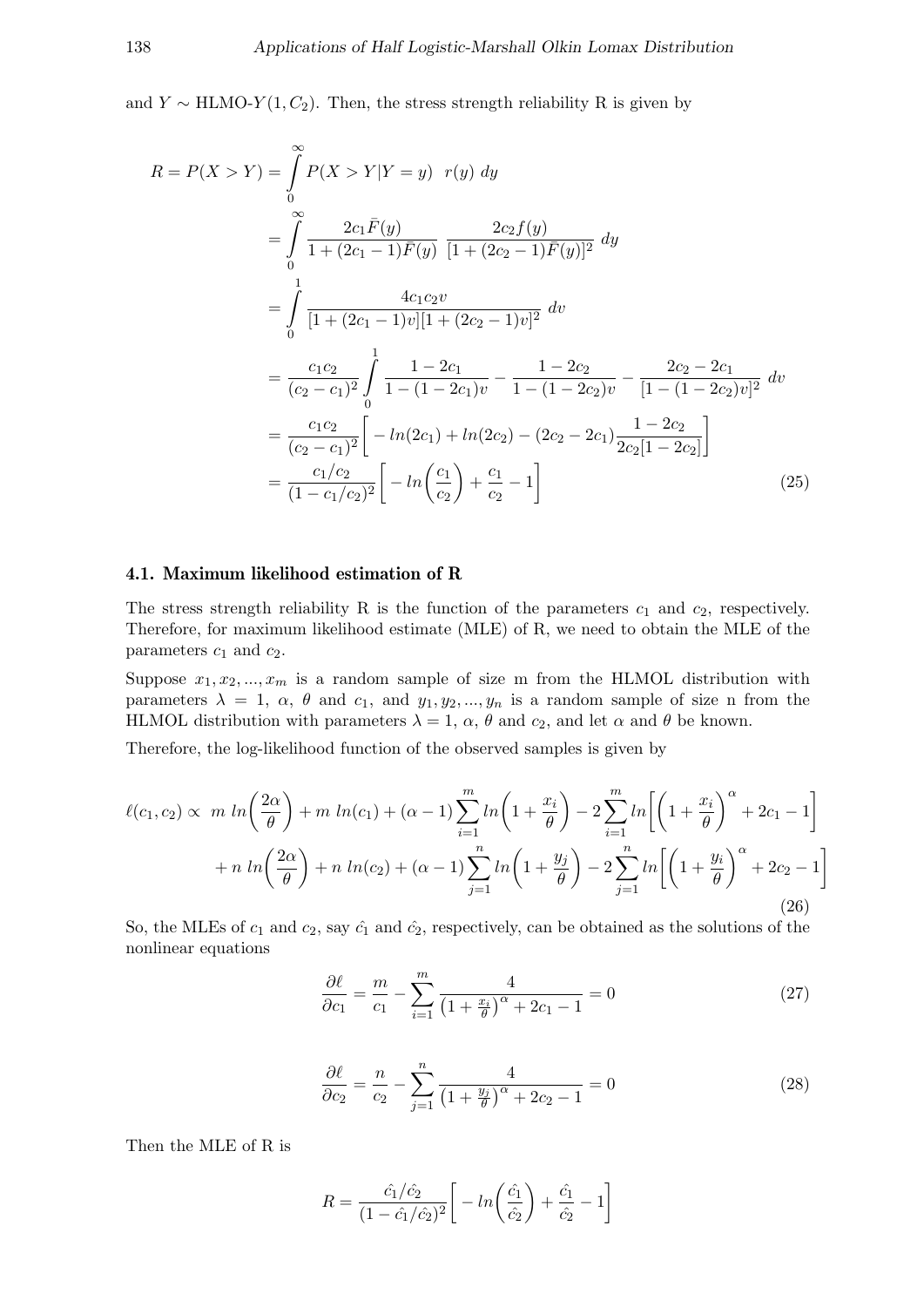and $Y \sim$ HLMO-$Y(1, C_2)$. Then, the stress strength reliability R is given by

$$
\begin{aligned}
R = P(X > Y) &= \int_0^\infty P(X > Y|Y = y) \;\; r(y) \; dy \\
&= \int_0^\infty \frac{2c_1 \bar{F}(y)}{1 + (2c_1 - 1)\bar{F}(y)} \; \frac{2c_2 f(y)}{[1 + (2c_2 - 1)\bar{F}(y)]^2} \; dy \\
&= \int_0^1 \frac{4c_1 c_2 v}{[1 + (2c_1 - 1)v][1 + (2c_2 - 1)v]^2} \; dv \\
&= \frac{c_1 c_2}{(c_2 - c_1)^2} \int_0^1 \frac{1 - 2c_1}{1 - (1 - 2c_1)v} - \frac{1 - 2c_2}{1 - (1 - 2c_2)v} - \frac{2c_2 - 2c_1}{[1 - (1 - 2c_2)v]^2} \; dv \\
&= \frac{c_1 c_2}{(c_2 - c_1)^2} \Bigg[ - ln(2c_1) + ln(2c_2) - (2c_2 - 2c_1) \frac{1 - 2c_2}{2c_2[1 - 2c_2]} \Bigg] \\
&= \frac{c_1/c_2}{(1 - c_1/c_2)^2} \Bigg[ - ln\Bigg(\frac{c_1}{c_2}\Bigg) + \frac{c_1}{c_2} - 1 \Bigg]
\end{aligned}
\tag{25}
$$

### 4.1. Maximum likelihood estimation of R

The stress strength reliability R is the function of the parameters $c_1$ and $c_2$, respectively. Therefore, for maximum likelihood estimate (MLE) of R, we need to obtain the MLE of the parameters $c_1$ and $c_2$.

Suppose $x_1, x_2, ..., x_m$ is a random sample of size m from the HLMOL distribution with parameters $\lambda = 1$, $\alpha$, $\theta$ and $c_1$, and $y_1, y_2, ..., y_n$ is a random sample of size n from the HLMOL distribution with parameters $\lambda = 1$, $\alpha$, $\theta$ and $c_2$, and let $\alpha$ and $\theta$ be known.

Therefore, the log-likelihood function of the observed samples is given by

$$
\begin{aligned}
\ell(c_1, c_2) \propto \; & m \; ln\Bigg(\frac{2\alpha}{\theta}\Bigg) + m \; ln(c_1) + (\alpha - 1) \sum_{i=1}^{m} ln\Bigg(1 + \frac{x_i}{\theta}\Bigg) - 2 \sum_{i=1}^{m} ln\Bigg[\Bigg(1 + \frac{x_i}{\theta}\Bigg)^\alpha + 2c_1 - 1\Bigg] \\
& + n \; ln\Bigg(\frac{2\alpha}{\theta}\Bigg) + n \; ln(c_2) + (\alpha - 1) \sum_{j=1}^{n} ln\Bigg(1 + \frac{y_j}{\theta}\Bigg) - 2 \sum_{j=1}^{n} ln\Bigg[\Bigg(1 + \frac{y_i}{\theta}\Bigg)^\alpha + 2c_2 - 1\Bigg]
\end{aligned}
\tag{26}
$$

So, the MLEs of $c_1$ and $c_2$, say $\hat{c_1}$ and $\hat{c_2}$, respectively, can be obtained as the solutions of the nonlinear equations

$$
\frac{\partial \ell}{\partial c_1} = \frac{m}{c_1} - \sum_{i=1}^{m} \frac{4}{\left(1 + \frac{x_i}{\theta}\right)^\alpha + 2c_1 - 1} = 0 \tag{27}
$$

$$
\frac{\partial \ell}{\partial c_2} = \frac{n}{c_2} - \sum_{j=1}^{n} \frac{4}{\left(1 + \frac{y_j}{\theta}\right)^\alpha + 2c_2 - 1} = 0 \tag{28}
$$

Then the MLE of R is

$$
R = \frac{\hat{c_1}/\hat{c_2}}{(1 - \hat{c_1}/\hat{c_2})^2} \Bigg[ - ln\Bigg(\frac{\hat{c_1}}{\hat{c_2}}\Bigg) + \frac{\hat{c_1}}{\hat{c_2}} - 1 \Bigg]
$$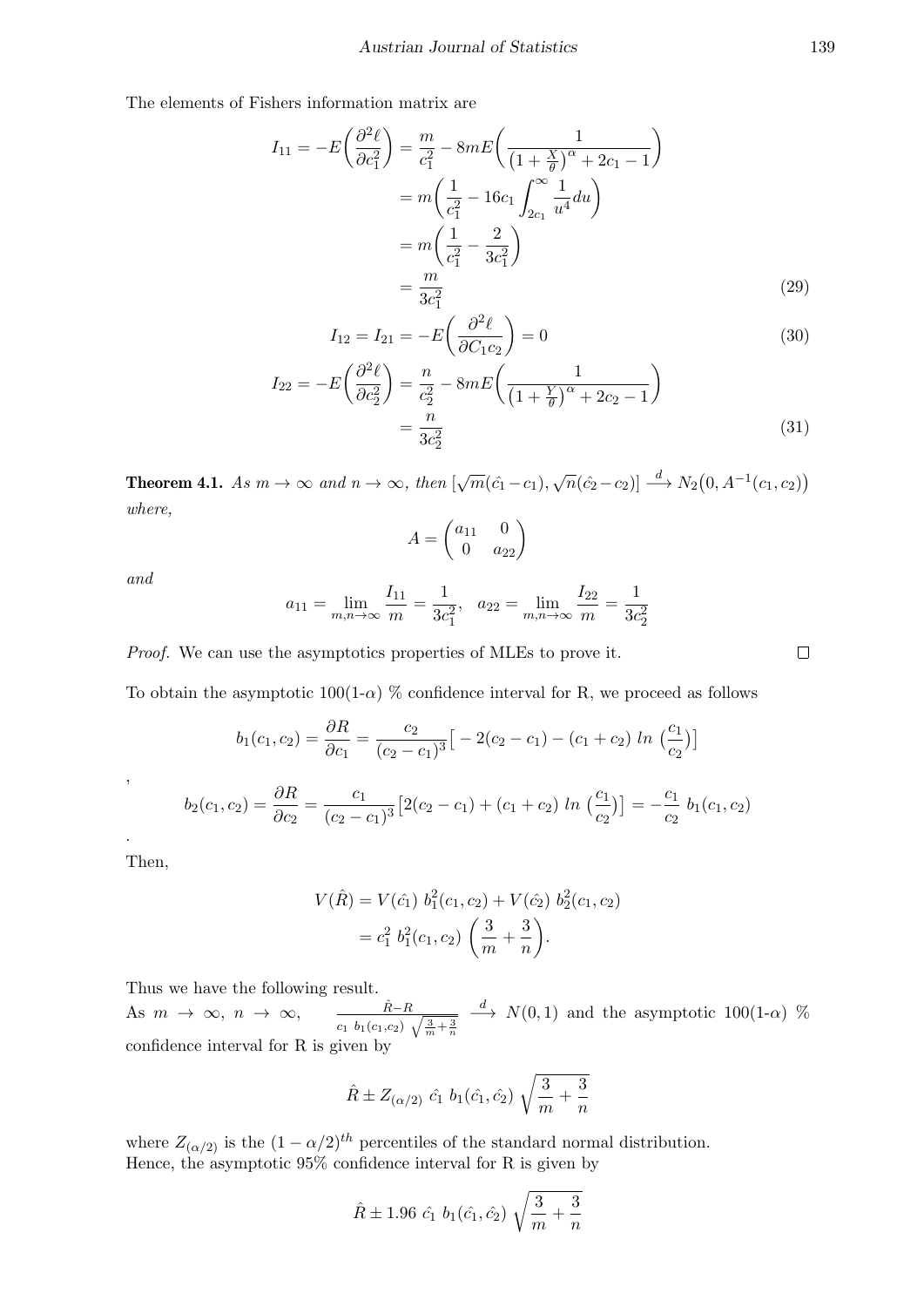The elements of Fishers information matrix are

$$
\begin{aligned}
I_{11} = -E\bigg(\frac{\partial^2 \ell}{\partial c_1^2}\bigg) &= \frac{m}{c_1^2} - 8mE\bigg(\frac{1}{\big(1+\frac{X}{\theta}\big)^{\alpha} + 2c_1 - 1}\bigg) \\
&= m\bigg(\frac{1}{c_1^2} - 16c_1 \int_{2c_1}^{\infty} \frac{1}{u^4} du\bigg) \\
&= m\bigg(\frac{1}{c_1^2} - \frac{2}{3c_1^2}\bigg) \\
&= \frac{m}{3c_1^2} \qquad (29)
\end{aligned}
$$

$$
I_{12} = I_{21} = -E\bigg(\frac{\partial^2 \ell}{\partial C_1 c_2}\bigg) = 0 \qquad (30)
$$

$$
\begin{aligned}
I_{22} = -E\bigg(\frac{\partial^2 \ell}{\partial c_2^2}\bigg) &= \frac{n}{c_2^2} - 8mE\bigg(\frac{1}{\big(1+\frac{Y}{\theta}\big)^{\alpha} + 2c_2 - 1}\bigg) \\
&= \frac{n}{3c_2^2} \qquad (31)
\end{aligned}
$$

**Theorem 4.1.** *As $m \to \infty$ and $n \to \infty$, then $[\sqrt{m}(\hat{c_1} - c_1), \sqrt{n}(\hat{c_2} - c_2)] \xrightarrow{d} N_2\big(0, A^{-1}(c_1, c_2)\big)$ where,*

$$
A = \begin{pmatrix} a_{11} & 0 \\ 0 & a_{22} \end{pmatrix}
$$

*and*

$$
a_{11} = \lim_{m,n\to\infty} \frac{I_{11}}{m} = \frac{1}{3c_1^2}, \quad a_{22} = \lim_{m,n\to\infty} \frac{I_{22}}{m} = \frac{1}{3c_2^2}
$$

*Proof.* We can use the asymptotics properties of MLEs to prove it. □

To obtain the asymptotic 100(1-$\alpha$) % confidence interval for R, we proceed as follows

$$
b_1(c_1, c_2) = \frac{\partial R}{\partial c_1} = \frac{c_2}{(c_2 - c_1)^3}\big[-2(c_2 - c_1) - (c_1 + c_2)\ ln\ \big(\frac{c_1}{c_2}\big)\big]
$$

,

$$
b_2(c_1, c_2) = \frac{\partial R}{\partial c_2} = \frac{c_1}{(c_2 - c_1)^3}\big[2(c_2 - c_1) + (c_1 + c_2)\ ln\ \big(\frac{c_1}{c_2}\big)\big] = -\frac{c_1}{c_2}\ b_1(c_1, c_2)
$$

.

Then,

$$
\begin{aligned}
V(\hat{R}) &= V(\hat{c_1})\ b_1^2(c_1, c_2) + V(\hat{c_2})\ b_2^2(c_1, c_2) \\
&= c_1^2\ b_1^2(c_1, c_2)\ \bigg(\frac{3}{m} + \frac{3}{n}\bigg).
\end{aligned}
$$

Thus we have the following result.

As $m \to \infty$, $n \to \infty$, $\frac{\hat{R} - R}{c_1\ b_1(c_1, c_2)\ \sqrt{\frac{3}{m} + \frac{3}{n}}} \xrightarrow{d} N(0, 1)$ and the asymptotic 100(1-$\alpha$) % confidence interval for R is given by

$$
\hat{R} \pm Z_{(\alpha/2)}\ \hat{c_1}\ b_1(\hat{c_1}, \hat{c_2})\ \sqrt{\frac{3}{m} + \frac{3}{n}}
$$

where $Z_{(\alpha/2)}$ is the $(1-\alpha/2)^{th}$ percentiles of the standard normal distribution.

Hence, the asymptotic 95% confidence interval for R is given by

$$
\hat{R} \pm 1.96\ \hat{c_1}\ b_1(\hat{c_1}, \hat{c_2})\ \sqrt{\frac{3}{m} + \frac{3}{n}}
$$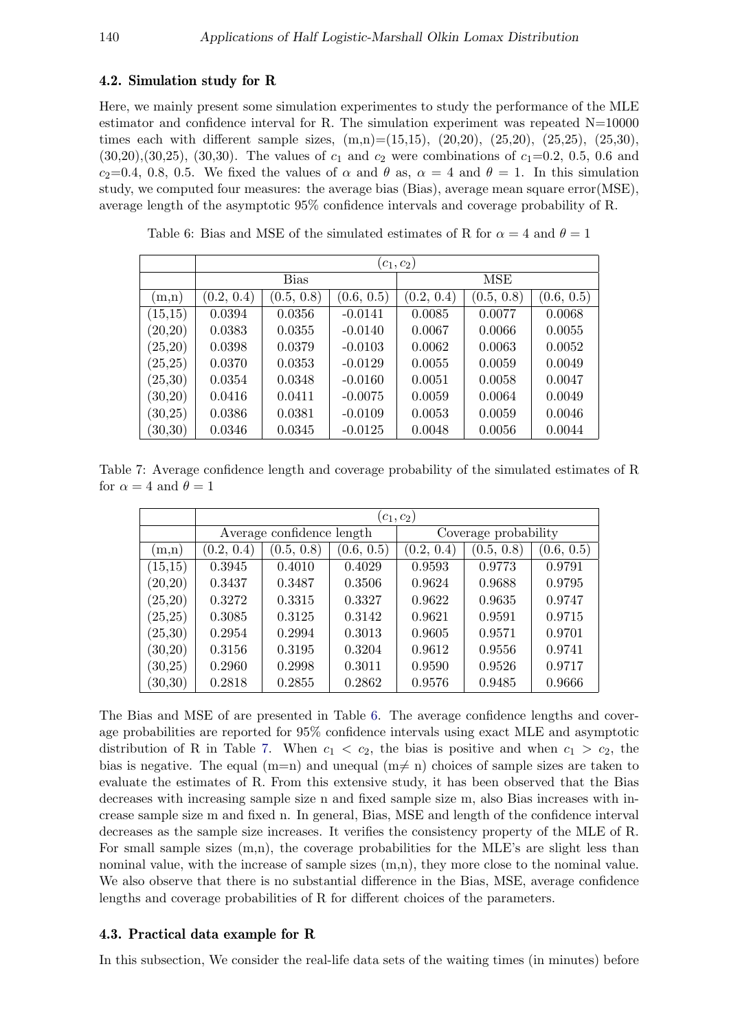### 4.2. Simulation study for R

Here, we mainly present some simulation experimentes to study the performance of the MLE estimator and confidence interval for R. The simulation experiment was repeated N=10000 times each with different sample sizes, (m,n)=(15,15), (20,20), (25,20), (25,25), (25,30), (30,20),(30,25), (30,30). The values of $c_1$ and $c_2$ were combinations of $c_1$=0.2, 0.5, 0.6 and $c_2$=0.4, 0.8, 0.5. We fixed the values of $\alpha$ and $\theta$ as, $\alpha = 4$ and $\theta = 1$. In this simulation study, we computed four measures: the average bias (Bias), average mean square error(MSE), average length of the asymptotic 95% confidence intervals and coverage probability of R.

Table 6: Bias and MSE of the simulated estimates of R for $\alpha = 4$ and $\theta = 1$

| | $(c_1, c_2)$ | | | | | |
|---|---|---|---|---|---|---|
| | Bias | | | MSE | | |
| (m,n) | (0.2, 0.4) | (0.5, 0.8) | (0.6, 0.5) | (0.2, 0.4) | (0.5, 0.8) | (0.6, 0.5) |
| (15,15) | 0.0394 | 0.0356 | -0.0141 | 0.0085 | 0.0077 | 0.0068 |
| (20,20) | 0.0383 | 0.0355 | -0.0140 | 0.0067 | 0.0066 | 0.0055 |
| (25,20) | 0.0398 | 0.0379 | -0.0103 | 0.0062 | 0.0063 | 0.0052 |
| (25,25) | 0.0370 | 0.0353 | -0.0129 | 0.0055 | 0.0059 | 0.0049 |
| (25,30) | 0.0354 | 0.0348 | -0.0160 | 0.0051 | 0.0058 | 0.0047 |
| (30,20) | 0.0416 | 0.0411 | -0.0075 | 0.0059 | 0.0064 | 0.0049 |
| (30,25) | 0.0386 | 0.0381 | -0.0109 | 0.0053 | 0.0059 | 0.0046 |
| (30,30) | 0.0346 | 0.0345 | -0.0125 | 0.0048 | 0.0056 | 0.0044 |

Table 7: Average confidence length and coverage probability of the simulated estimates of R for $\alpha = 4$ and $\theta = 1$

| | $(c_1, c_2)$ | | | | | |
|---|---|---|---|---|---|---|
| | Average confidence length | | | Coverage probability | | |
| (m,n) | (0.2, 0.4) | (0.5, 0.8) | (0.6, 0.5) | (0.2, 0.4) | (0.5, 0.8) | (0.6, 0.5) |
| (15,15) | 0.3945 | 0.4010 | 0.4029 | 0.9593 | 0.9773 | 0.9791 |
| (20,20) | 0.3437 | 0.3487 | 0.3506 | 0.9624 | 0.9688 | 0.9795 |
| (25,20) | 0.3272 | 0.3315 | 0.3327 | 0.9622 | 0.9635 | 0.9747 |
| (25,25) | 0.3085 | 0.3125 | 0.3142 | 0.9621 | 0.9591 | 0.9715 |
| (25,30) | 0.2954 | 0.2994 | 0.3013 | 0.9605 | 0.9571 | 0.9701 |
| (30,20) | 0.3156 | 0.3195 | 0.3204 | 0.9612 | 0.9556 | 0.9741 |
| (30,25) | 0.2960 | 0.2998 | 0.3011 | 0.9590 | 0.9526 | 0.9717 |
| (30,30) | 0.2818 | 0.2855 | 0.2862 | 0.9576 | 0.9485 | 0.9666 |

The Bias and MSE of are presented in Table 6. The average confidence lengths and coverage probabilities are reported for 95% confidence intervals using exact MLE and asymptotic distribution of R in Table 7. When $c_1 < c_2$, the bias is positive and when $c_1 > c_2$, the bias is negative. The equal (m=n) and unequal (m$\neq$ n) choices of sample sizes are taken to evaluate the estimates of R. From this extensive study, it has been observed that the Bias decreases with increasing sample size n and fixed sample size m, also Bias increases with increase sample size m and fixed n. In general, Bias, MSE and length of the confidence interval decreases as the sample size increases. It verifies the consistency property of the MLE of R. For small sample sizes (m,n), the coverage probabilities for the MLE's are slight less than nominal value, with the increase of sample sizes (m,n), they more close to the nominal value. We also observe that there is no substantial difference in the Bias, MSE, average confidence lengths and coverage probabilities of R for different choices of the parameters.

### 4.3. Practical data example for R

In this subsection, We consider the real-life data sets of the waiting times (in minutes) before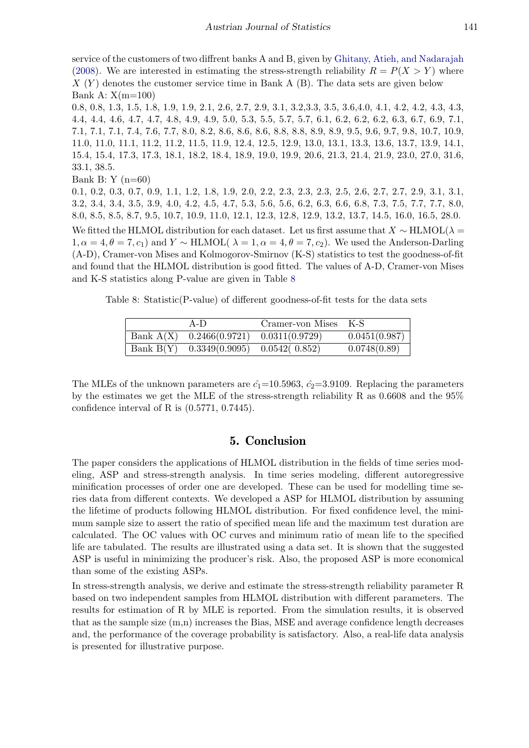service of the customers of two diffrent banks A and B, given by Ghitany, Atieh, and Nadarajah (2008). We are interested in estimating the stress-strength reliability $R = P(X > Y)$ where $X$ $(Y)$ denotes the customer service time in Bank A (B). The data sets are given below

Bank A: X(m=100)

0.8, 0.8, 1.3, 1.5, 1.8, 1.9, 1.9, 2.1, 2.6, 2.7, 2.9, 3.1, 3.2,3.3, 3.5, 3.6,4.0, 4.1, 4.2, 4.2, 4.3, 4.3, 4.4, 4.4, 4.6, 4.7, 4.7, 4.8, 4.9, 4.9, 5.0, 5.3, 5.5, 5.7, 5.7, 6.1, 6.2, 6.2, 6.2, 6.3, 6.7, 6.9, 7.1, 7.1, 7.1, 7.1, 7.4, 7.6, 7.7, 8.0, 8.2, 8.6, 8.6, 8.6, 8.8, 8.8, 8.9, 8.9, 9.5, 9.6, 9.7, 9.8, 10.7, 10.9, 11.0, 11.0, 11.1, 11.2, 11.2, 11.5, 11.9, 12.4, 12.5, 12.9, 13.0, 13.1, 13.3, 13.6, 13.7, 13.9, 14.1, 15.4, 15.4, 17.3, 17.3, 18.1, 18.2, 18.4, 18.9, 19.0, 19.9, 20.6, 21.3, 21.4, 21.9, 23.0, 27.0, 31.6, 33.1, 38.5.

Bank B: Y (n=60)

0.1, 0.2, 0.3, 0.7, 0.9, 1.1, 1.2, 1.8, 1.9, 2.0, 2.2, 2.3, 2.3, 2.3, 2.5, 2.6, 2.7, 2.7, 2.9, 3.1, 3.1, 3.2, 3.4, 3.4, 3.5, 3.9, 4.0, 4.2, 4.5, 4.7, 5.3, 5.6, 5.6, 6.2, 6.3, 6.6, 6.8, 7.3, 7.5, 7.7, 7.7, 8.0, 8.0, 8.5, 8.5, 8.7, 9.5, 10.7, 10.9, 11.0, 12.1, 12.3, 12.8, 12.9, 13.2, 13.7, 14.5, 16.0, 16.5, 28.0.

We fitted the HLMOL distribution for each dataset. Let us first assume that $X \sim \text{HLMOL}(\lambda = 1, \alpha = 4, \theta = 7, c_1)$ and $Y \sim \text{HLMOL}(\lambda = 1, \alpha = 4, \theta = 7, c_2)$. We used the Anderson-Darling (A-D), Cramer-von Mises and Kolmogorov-Smirnov (K-S) statistics to test the goodness-of-fit and found that the HLMOL distribution is good fitted. The values of A-D, Cramer-von Mises and K-S statistics along P-value are given in Table 8

Table 8: Statistic(P-value) of different goodness-of-fit tests for the data sets

| | A-D | Cramer-von Mises | K-S |
|---|---|---|---|
| Bank A(X) | 0.2466(0.9721) | 0.0311(0.9729) | 0.0451(0.987) |
| Bank B(Y) | 0.3349(0.9095) | 0.0542( 0.852) | 0.0748(0.89) |

The MLEs of the unknown parameters are $\hat{c_1}$=10.5963, $\hat{c_2}$=3.9109. Replacing the parameters by the estimates we get the MLE of the stress-strength reliability R as 0.6608 and the 95% confidence interval of R is (0.5771, 0.7445).

## 5. Conclusion

The paper considers the applications of HLMOL distribution in the fields of time series modeling, ASP and stress-strength analysis. In time series modeling, different autoregressive minification processes of order one are developed. These can be used for modelling time series data from different contexts. We developed a ASP for HLMOL distribution by assuming the lifetime of products following HLMOL distribution. For fixed confidence level, the minimum sample size to assert the ratio of specified mean life and the maximum test duration are calculated. The OC values with OC curves and minimum ratio of mean life to the specified life are tabulated. The results are illustrated using a data set. It is shown that the suggested ASP is useful in minimizing the producer's risk. Also, the proposed ASP is more economical than some of the existing ASPs.

In stress-strength analysis, we derive and estimate the stress-strength reliability parameter R based on two independent samples from HLMOL distribution with different parameters. The results for estimation of R by MLE is reported. From the simulation results, it is observed that as the sample size (m,n) increases the Bias, MSE and average confidence length decreases and, the performance of the coverage probability is satisfactory. Also, a real-life data analysis is presented for illustrative purpose.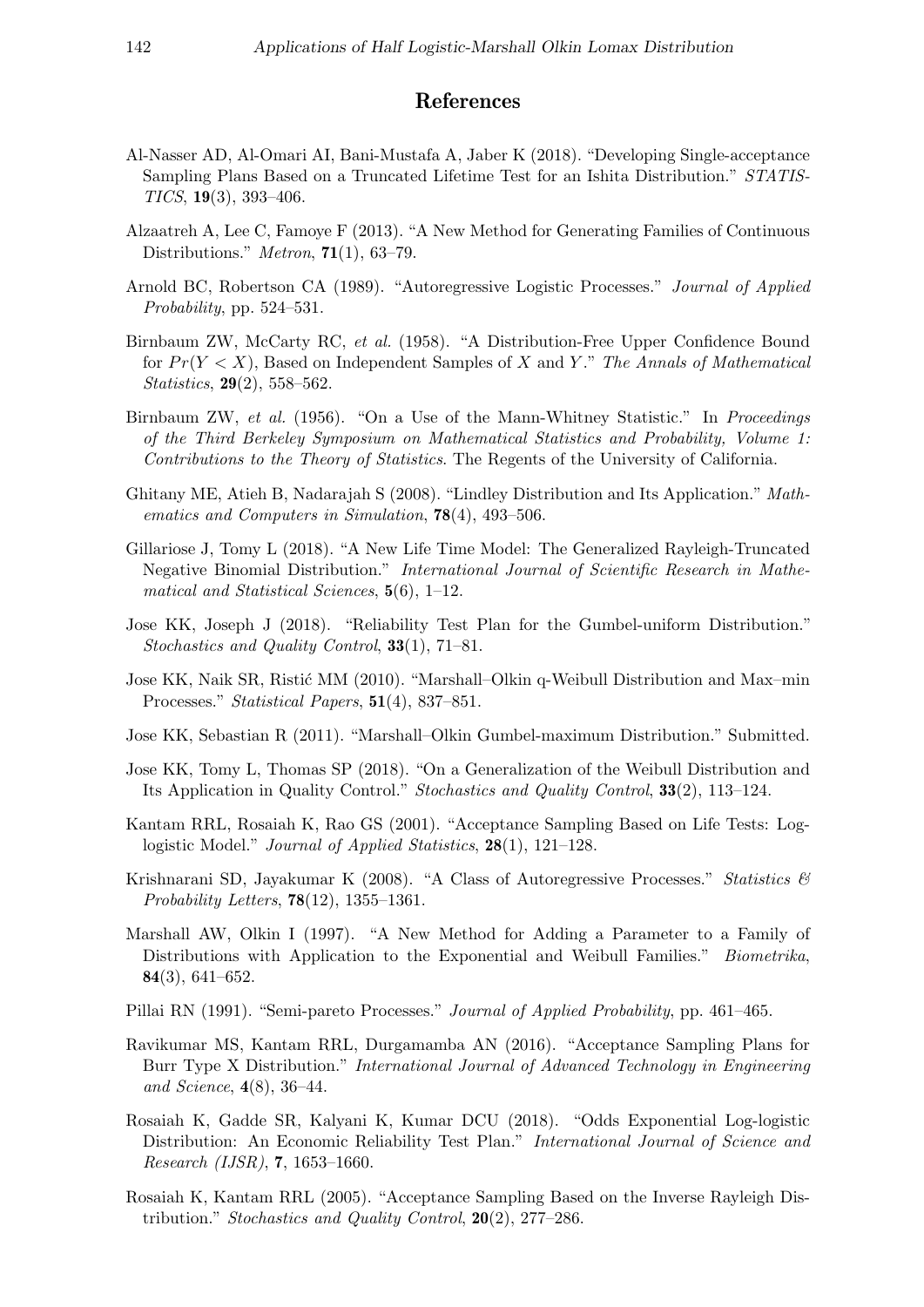# References

Al-Nasser AD, Al-Omari AI, Bani-Mustafa A, Jaber K (2018). "Developing Single-acceptance Sampling Plans Based on a Truncated Lifetime Test for an Ishita Distribution." *STATISTICS*, **19**(3), 393–406.

Alzaatreh A, Lee C, Famoye F (2013). "A New Method for Generating Families of Continuous Distributions." *Metron*, **71**(1), 63–79.

Arnold BC, Robertson CA (1989). "Autoregressive Logistic Processes." *Journal of Applied Probability*, pp. 524–531.

Birnbaum ZW, McCarty RC, *et al.* (1958). "A Distribution-Free Upper Confidence Bound for $Pr(Y < X)$, Based on Independent Samples of $X$ and $Y$." *The Annals of Mathematical Statistics*, **29**(2), 558–562.

Birnbaum ZW, *et al.* (1956). "On a Use of the Mann-Whitney Statistic." In *Proceedings of the Third Berkeley Symposium on Mathematical Statistics and Probability, Volume 1: Contributions to the Theory of Statistics*. The Regents of the University of California.

Ghitany ME, Atieh B, Nadarajah S (2008). "Lindley Distribution and Its Application." *Mathematics and Computers in Simulation*, **78**(4), 493–506.

Gillariose J, Tomy L (2018). "A New Life Time Model: The Generalized Rayleigh-Truncated Negative Binomial Distribution." *International Journal of Scientific Research in Mathematical and Statistical Sciences*, **5**(6), 1–12.

Jose KK, Joseph J (2018). "Reliability Test Plan for the Gumbel-uniform Distribution." *Stochastics and Quality Control*, **33**(1), 71–81.

Jose KK, Naik SR, Ristić MM (2010). "Marshall–Olkin q-Weibull Distribution and Max–min Processes." *Statistical Papers*, **51**(4), 837–851.

Jose KK, Sebastian R (2011). "Marshall–Olkin Gumbel-maximum Distribution." Submitted.

Jose KK, Tomy L, Thomas SP (2018). "On a Generalization of the Weibull Distribution and Its Application in Quality Control." *Stochastics and Quality Control*, **33**(2), 113–124.

Kantam RRL, Rosaiah K, Rao GS (2001). "Acceptance Sampling Based on Life Tests: Log-logistic Model." *Journal of Applied Statistics*, **28**(1), 121–128.

Krishnarani SD, Jayakumar K (2008). "A Class of Autoregressive Processes." *Statistics & Probability Letters*, **78**(12), 1355–1361.

Marshall AW, Olkin I (1997). "A New Method for Adding a Parameter to a Family of Distributions with Application to the Exponential and Weibull Families." *Biometrika*, **84**(3), 641–652.

Pillai RN (1991). "Semi-pareto Processes." *Journal of Applied Probability*, pp. 461–465.

Ravikumar MS, Kantam RRL, Durgamamba AN (2016). "Acceptance Sampling Plans for Burr Type X Distribution." *International Journal of Advanced Technology in Engineering and Science*, **4**(8), 36–44.

Rosaiah K, Gadde SR, Kalyani K, Kumar DCU (2018). "Odds Exponential Log-logistic Distribution: An Economic Reliability Test Plan." *International Journal of Science and Research (IJSR)*, **7**, 1653–1660.

Rosaiah K, Kantam RRL (2005). "Acceptance Sampling Based on the Inverse Rayleigh Distribution." *Stochastics and Quality Control*, **20**(2), 277–286.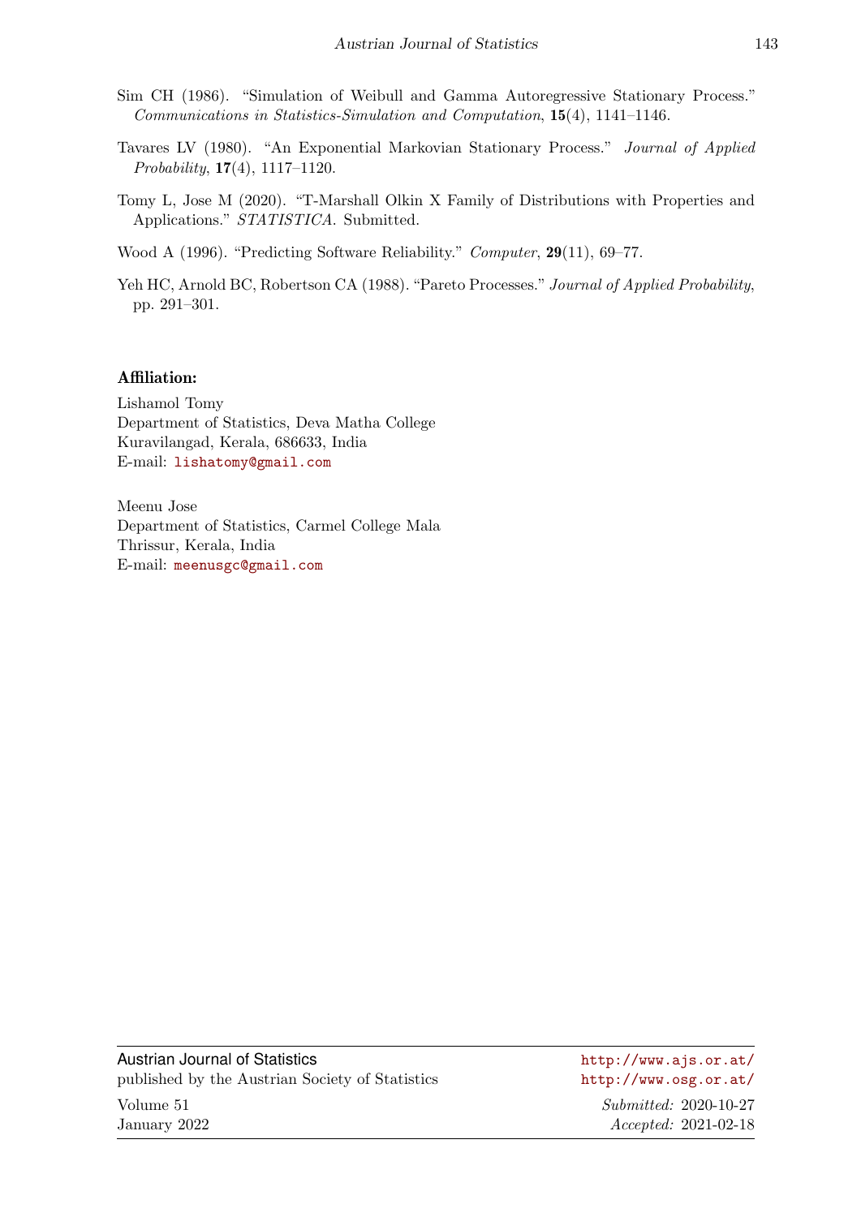Sim CH (1986). "Simulation of Weibull and Gamma Autoregressive Stationary Process." *Communications in Statistics-Simulation and Computation*, **15**(4), 1141–1146.

Tavares LV (1980). "An Exponential Markovian Stationary Process." *Journal of Applied Probability*, **17**(4), 1117–1120.

Tomy L, Jose M (2020). "T-Marshall Olkin X Family of Distributions with Properties and Applications." *STATISTICA*. Submitted.

Wood A (1996). "Predicting Software Reliability." *Computer*, **29**(11), 69–77.

Yeh HC, Arnold BC, Robertson CA (1988). "Pareto Processes." *Journal of Applied Probability*, pp. 291–301.

**Affiliation:**

Lishamol Tomy
Department of Statistics, Deva Matha College
Kuravilangad, Kerala, 686633, India
E-mail: lishatomy@gmail.com

Meenu Jose
Department of Statistics, Carmel College Mala
Thrissur, Kerala, India
E-mail: meenusgc@gmail.com

Austrian Journal of Statistics http://www.ajs.or.at/
published by the Austrian Society of Statistics http://www.osg.or.at/
Volume 51 *Submitted:* 2020-10-27
January 2022 *Accepted:* 2021-02-18